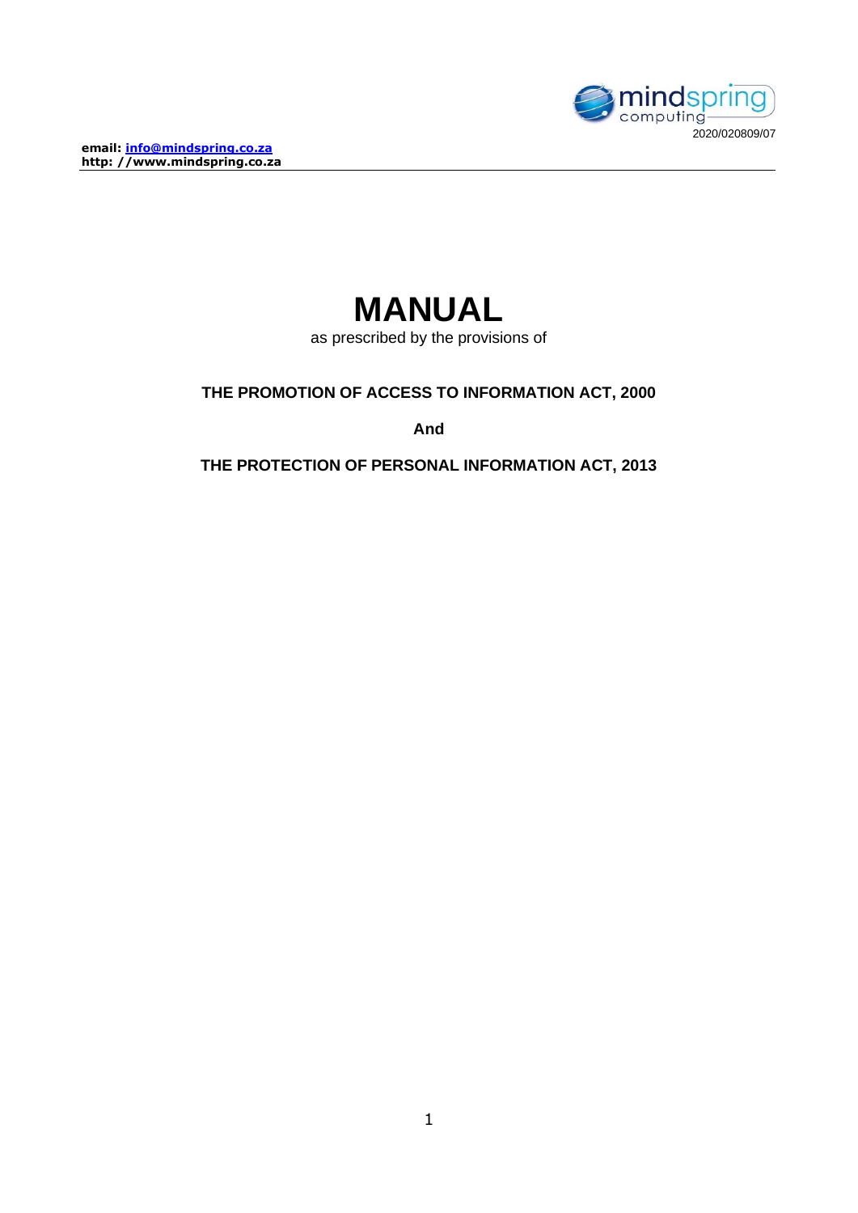mindspring computing

2020/020809/07

**email: info@mindspring.co.za**
**http: //www.mindspring.co.za**

# MANUAL

as prescribed by the provisions of

**THE PROMOTION OF ACCESS TO INFORMATION ACT, 2000**

**And**

**THE PROTECTION OF PERSONAL INFORMATION ACT, 2013**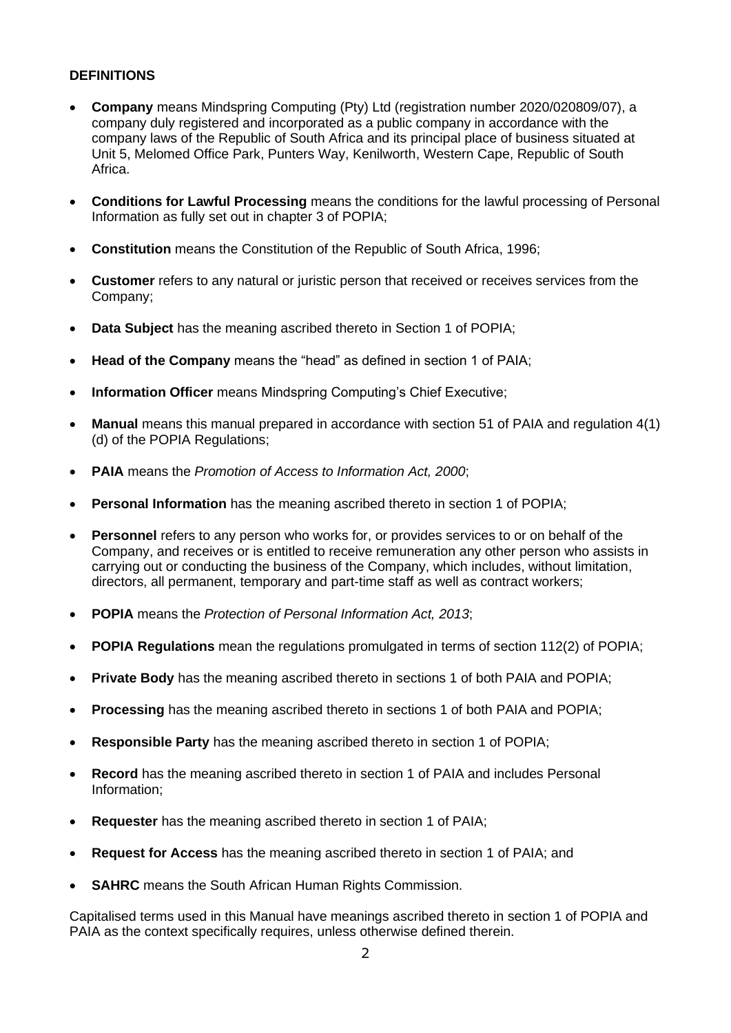**DEFINITIONS**

- **Company** means Mindspring Computing (Pty) Ltd (registration number 2020/020809/07), a company duly registered and incorporated as a public company in accordance with the company laws of the Republic of South Africa and its principal place of business situated at Unit 5, Melomed Office Park, Punters Way, Kenilworth, Western Cape, Republic of South Africa.
- **Conditions for Lawful Processing** means the conditions for the lawful processing of Personal Information as fully set out in chapter 3 of POPIA;
- **Constitution** means the Constitution of the Republic of South Africa, 1996;
- **Customer** refers to any natural or juristic person that received or receives services from the Company;
- **Data Subject** has the meaning ascribed thereto in Section 1 of POPIA;
- **Head of the Company** means the "head" as defined in section 1 of PAIA;
- **Information Officer** means Mindspring Computing's Chief Executive;
- **Manual** means this manual prepared in accordance with section 51 of PAIA and regulation 4(1)(d) of the POPIA Regulations;
- **PAIA** means the *Promotion of Access to Information Act, 2000*;
- **Personal Information** has the meaning ascribed thereto in section 1 of POPIA;
- **Personnel** refers to any person who works for, or provides services to or on behalf of the Company, and receives or is entitled to receive remuneration any other person who assists in carrying out or conducting the business of the Company, which includes, without limitation, directors, all permanent, temporary and part-time staff as well as contract workers;
- **POPIA** means the *Protection of Personal Information Act, 2013*;
- **POPIA Regulations** mean the regulations promulgated in terms of section 112(2) of POPIA;
- **Private Body** has the meaning ascribed thereto in sections 1 of both PAIA and POPIA;
- **Processing** has the meaning ascribed thereto in sections 1 of both PAIA and POPIA;
- **Responsible Party** has the meaning ascribed thereto in section 1 of POPIA;
- **Record** has the meaning ascribed thereto in section 1 of PAIA and includes Personal Information;
- **Requester** has the meaning ascribed thereto in section 1 of PAIA;
- **Request for Access** has the meaning ascribed thereto in section 1 of PAIA; and
- **SAHRC** means the South African Human Rights Commission.

Capitalised terms used in this Manual have meanings ascribed thereto in section 1 of POPIA and PAIA as the context specifically requires, unless otherwise defined therein.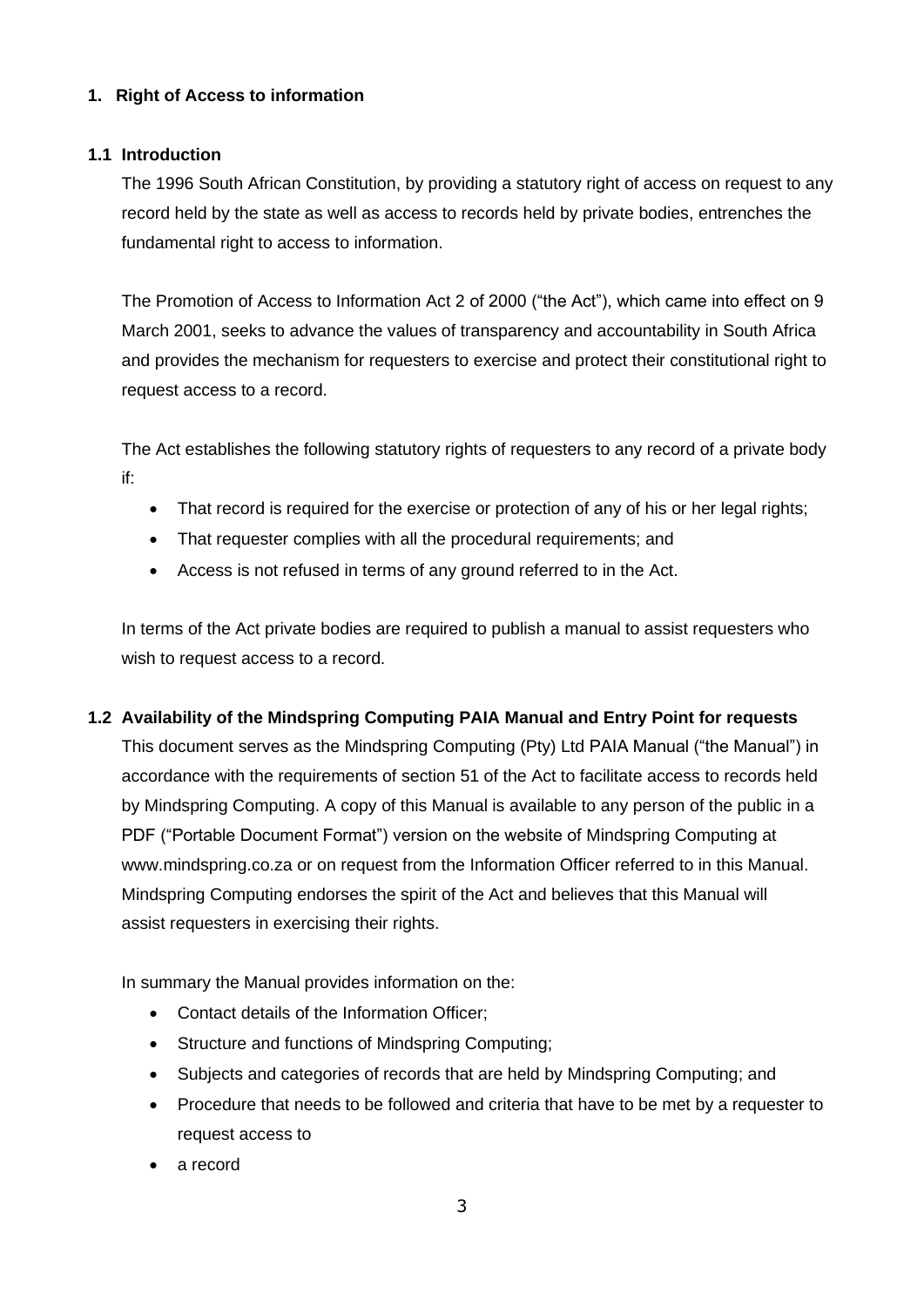## 1. Right of Access to information

### 1.1 Introduction

The 1996 South African Constitution, by providing a statutory right of access on request to any record held by the state as well as access to records held by private bodies, entrenches the fundamental right to access to information.

The Promotion of Access to Information Act 2 of 2000 ("the Act"), which came into effect on 9 March 2001, seeks to advance the values of transparency and accountability in South Africa and provides the mechanism for requesters to exercise and protect their constitutional right to request access to a record.

The Act establishes the following statutory rights of requesters to any record of a private body if:

- That record is required for the exercise or protection of any of his or her legal rights;
- That requester complies with all the procedural requirements; and
- Access is not refused in terms of any ground referred to in the Act.

In terms of the Act private bodies are required to publish a manual to assist requesters who wish to request access to a record.

### 1.2 Availability of the Mindspring Computing PAIA Manual and Entry Point for requests

This document serves as the Mindspring Computing (Pty) Ltd PAIA Manual ("the Manual") in accordance with the requirements of section 51 of the Act to facilitate access to records held by Mindspring Computing. A copy of this Manual is available to any person of the public in a PDF ("Portable Document Format") version on the website of Mindspring Computing at www.mindspring.co.za or on request from the Information Officer referred to in this Manual. Mindspring Computing endorses the spirit of the Act and believes that this Manual will assist requesters in exercising their rights.

In summary the Manual provides information on the:

- Contact details of the Information Officer;
- Structure and functions of Mindspring Computing;
- Subjects and categories of records that are held by Mindspring Computing; and
- Procedure that needs to be followed and criteria that have to be met by a requester to request access to
- a record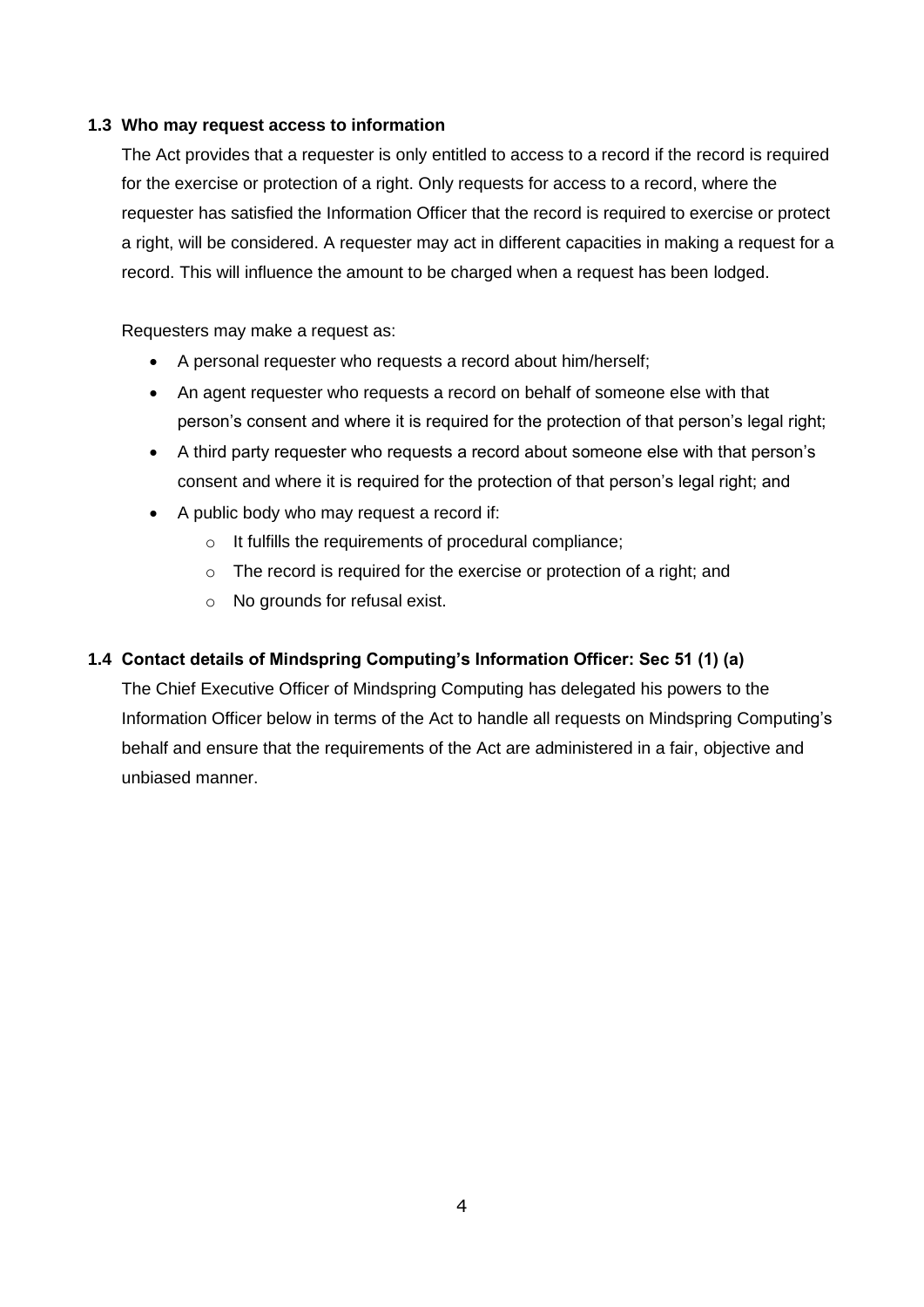### 1.3 Who may request access to information

The Act provides that a requester is only entitled to access to a record if the record is required for the exercise or protection of a right. Only requests for access to a record, where the requester has satisfied the Information Officer that the record is required to exercise or protect a right, will be considered. A requester may act in different capacities in making a request for a record. This will influence the amount to be charged when a request has been lodged.

Requesters may make a request as:

- A personal requester who requests a record about him/herself;
- An agent requester who requests a record on behalf of someone else with that person's consent and where it is required for the protection of that person's legal right;
- A third party requester who requests a record about someone else with that person's consent and where it is required for the protection of that person's legal right; and
- A public body who may request a record if:
  - It fulfills the requirements of procedural compliance;
  - The record is required for the exercise or protection of a right; and
  - No grounds for refusal exist.

### 1.4 Contact details of Mindspring Computing's Information Officer: Sec 51 (1) (a)

The Chief Executive Officer of Mindspring Computing has delegated his powers to the Information Officer below in terms of the Act to handle all requests on Mindspring Computing's behalf and ensure that the requirements of the Act are administered in a fair, objective and unbiased manner.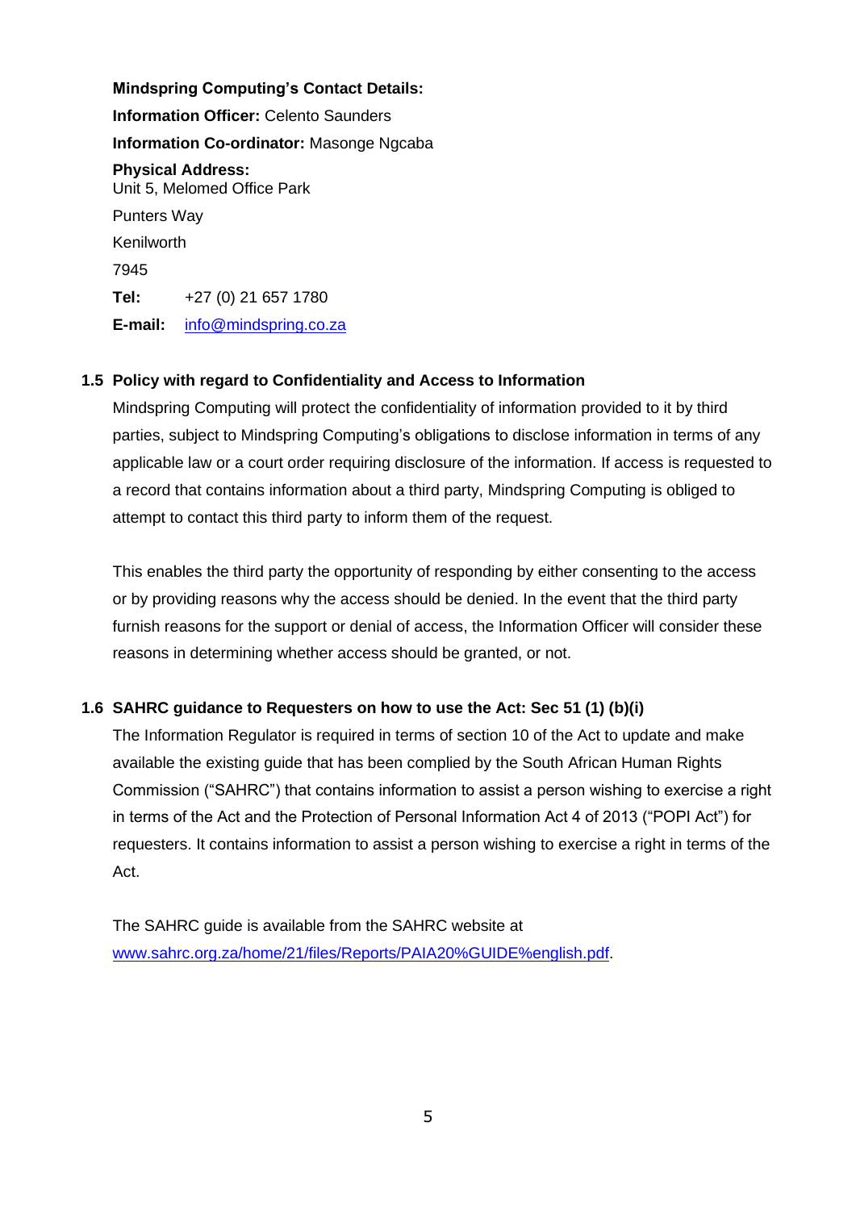**Mindspring Computing's Contact Details:**

**Information Officer:** Celento Saunders

**Information Co-ordinator:** Masonge Ngcaba

**Physical Address:**
Unit 5, Melomed Office Park

Punters Way

Kenilworth

7945

**Tel:** +27 (0) 21 657 1780

**E-mail:** info@mindspring.co.za

## 1.5 Policy with regard to Confidentiality and Access to Information

Mindspring Computing will protect the confidentiality of information provided to it by third parties, subject to Mindspring Computing's obligations to disclose information in terms of any applicable law or a court order requiring disclosure of the information. If access is requested to a record that contains information about a third party, Mindspring Computing is obliged to attempt to contact this third party to inform them of the request.

This enables the third party the opportunity of responding by either consenting to the access or by providing reasons why the access should be denied. In the event that the third party furnish reasons for the support or denial of access, the Information Officer will consider these reasons in determining whether access should be granted, or not.

## 1.6 SAHRC guidance to Requesters on how to use the Act: Sec 51 (1) (b)(i)

The Information Regulator is required in terms of section 10 of the Act to update and make available the existing guide that has been complied by the South African Human Rights Commission ("SAHRC") that contains information to assist a person wishing to exercise a right in terms of the Act and the Protection of Personal Information Act 4 of 2013 ("POPI Act") for requesters. It contains information to assist a person wishing to exercise a right in terms of the Act.

The SAHRC guide is available from the SAHRC website at www.sahrc.org.za/home/21/files/Reports/PAIA20%GUIDE%english.pdf.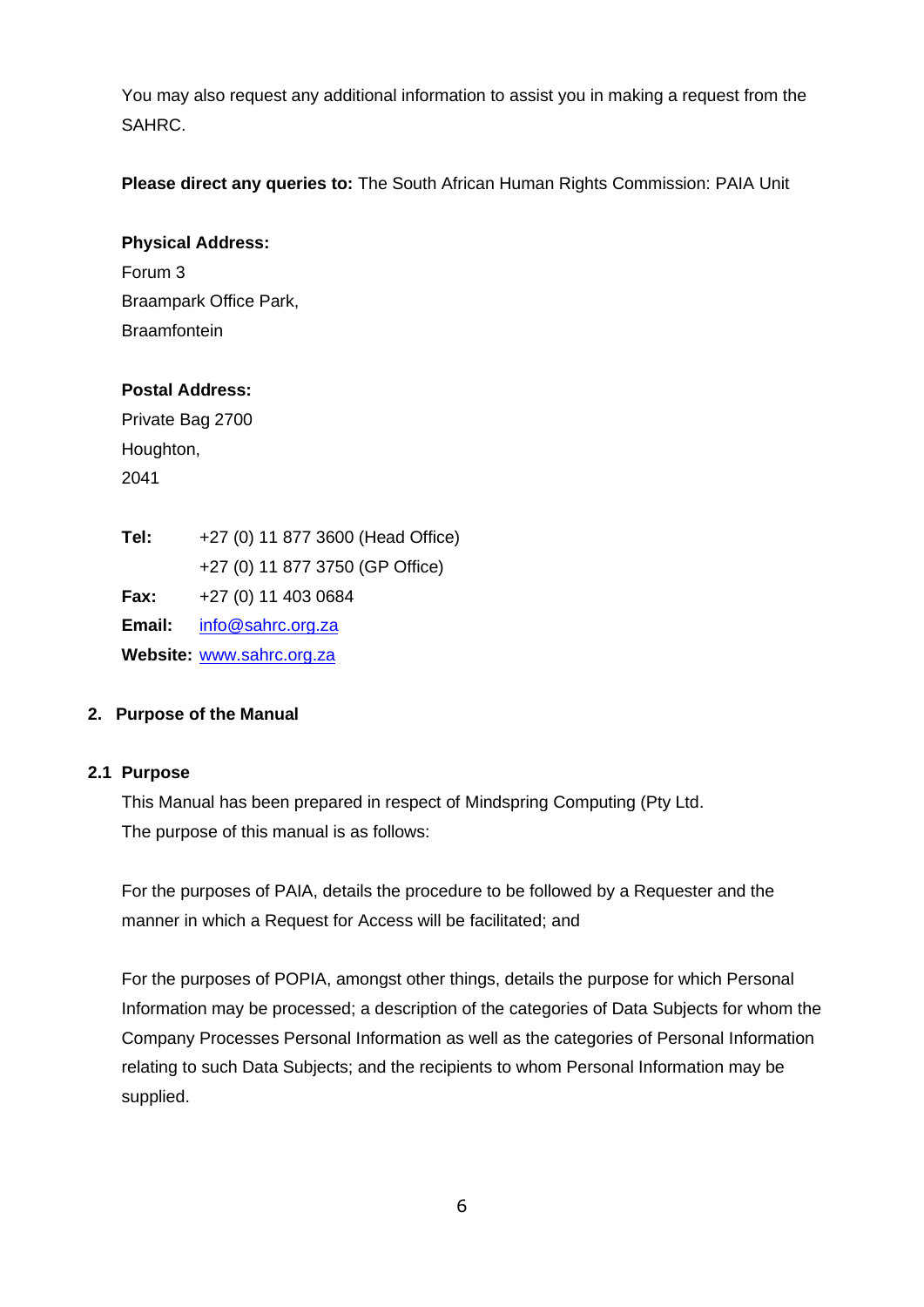You may also request any additional information to assist you in making a request from the SAHRC.

**Please direct any queries to:** The South African Human Rights Commission: PAIA Unit

**Physical Address:**
Forum 3
Braampark Office Park,
Braamfontein

**Postal Address:**
Private Bag 2700
Houghton,
2041

**Tel:** +27 (0) 11 877 3600 (Head Office)
+27 (0) 11 877 3750 (GP Office)
**Fax:** +27 (0) 11 403 0684
**Email:** info@sahrc.org.za
**Website:** www.sahrc.org.za

## 2. Purpose of the Manual

### 2.1 Purpose

This Manual has been prepared in respect of Mindspring Computing (Pty Ltd.
The purpose of this manual is as follows:

For the purposes of PAIA, details the procedure to be followed by a Requester and the manner in which a Request for Access will be facilitated; and

For the purposes of POPIA, amongst other things, details the purpose for which Personal Information may be processed; a description of the categories of Data Subjects for whom the Company Processes Personal Information as well as the categories of Personal Information relating to such Data Subjects; and the recipients to whom Personal Information may be supplied.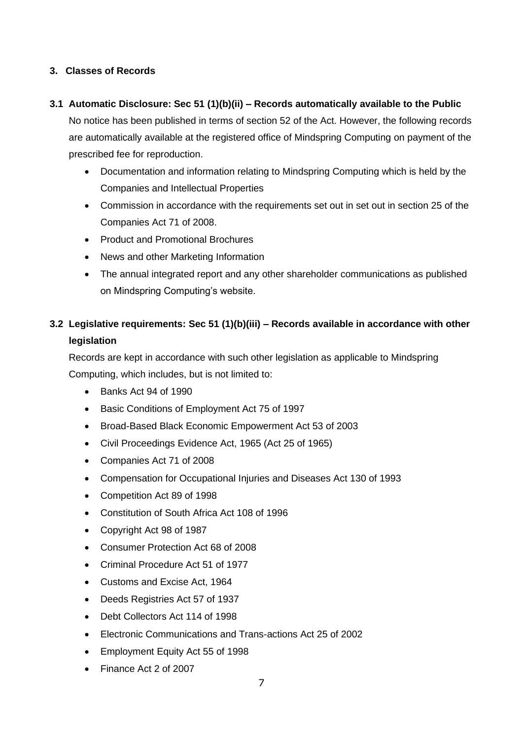## 3. Classes of Records

### 3.1 Automatic Disclosure: Sec 51 (1)(b)(ii) – Records automatically available to the Public

No notice has been published in terms of section 52 of the Act. However, the following records are automatically available at the registered office of Mindspring Computing on payment of the prescribed fee for reproduction.

- Documentation and information relating to Mindspring Computing which is held by the Companies and Intellectual Properties
- Commission in accordance with the requirements set out in set out in section 25 of the Companies Act 71 of 2008.
- Product and Promotional Brochures
- News and other Marketing Information
- The annual integrated report and any other shareholder communications as published on Mindspring Computing's website.

### 3.2 Legislative requirements: Sec 51 (1)(b)(iii) – Records available in accordance with other legislation

Records are kept in accordance with such other legislation as applicable to Mindspring Computing, which includes, but is not limited to:

- Banks Act 94 of 1990
- Basic Conditions of Employment Act 75 of 1997
- Broad-Based Black Economic Empowerment Act 53 of 2003
- Civil Proceedings Evidence Act, 1965 (Act 25 of 1965)
- Companies Act 71 of 2008
- Compensation for Occupational Injuries and Diseases Act 130 of 1993
- Competition Act 89 of 1998
- Constitution of South Africa Act 108 of 1996
- Copyright Act 98 of 1987
- Consumer Protection Act 68 of 2008
- Criminal Procedure Act 51 of 1977
- Customs and Excise Act, 1964
- Deeds Registries Act 57 of 1937
- Debt Collectors Act 114 of 1998
- Electronic Communications and Trans-actions Act 25 of 2002
- Employment Equity Act 55 of 1998
- Finance Act 2 of 2007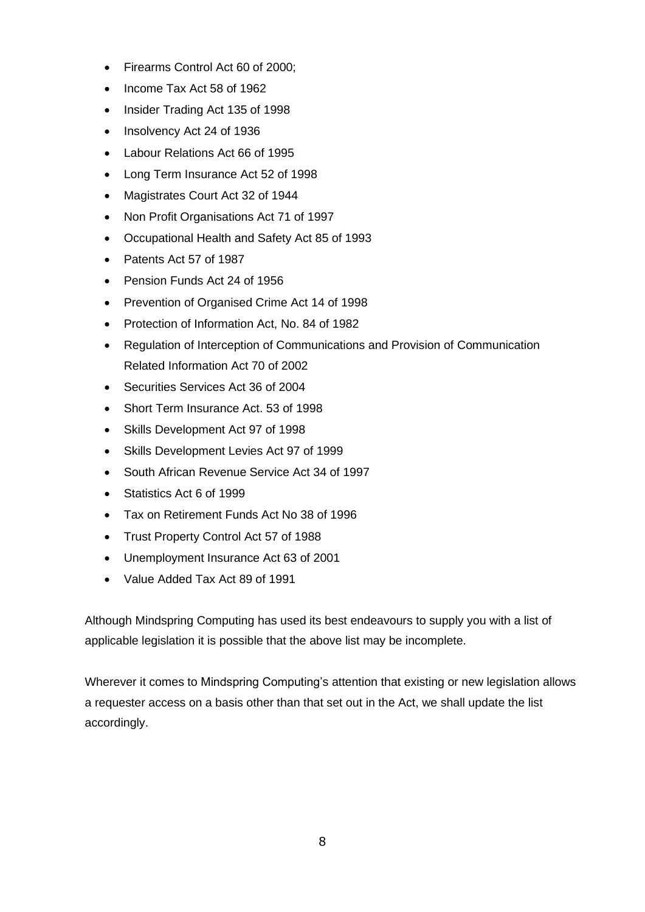- Firearms Control Act 60 of 2000;
- Income Tax Act 58 of 1962
- Insider Trading Act 135 of 1998
- Insolvency Act 24 of 1936
- Labour Relations Act 66 of 1995
- Long Term Insurance Act 52 of 1998
- Magistrates Court Act 32 of 1944
- Non Profit Organisations Act 71 of 1997
- Occupational Health and Safety Act 85 of 1993
- Patents Act 57 of 1987
- Pension Funds Act 24 of 1956
- Prevention of Organised Crime Act 14 of 1998
- Protection of Information Act, No. 84 of 1982
- Regulation of Interception of Communications and Provision of Communication Related Information Act 70 of 2002
- Securities Services Act 36 of 2004
- Short Term Insurance Act. 53 of 1998
- Skills Development Act 97 of 1998
- Skills Development Levies Act 97 of 1999
- South African Revenue Service Act 34 of 1997
- Statistics Act 6 of 1999
- Tax on Retirement Funds Act No 38 of 1996
- Trust Property Control Act 57 of 1988
- Unemployment Insurance Act 63 of 2001
- Value Added Tax Act 89 of 1991

Although Mindspring Computing has used its best endeavours to supply you with a list of applicable legislation it is possible that the above list may be incomplete.

Wherever it comes to Mindspring Computing's attention that existing or new legislation allows a requester access on a basis other than that set out in the Act, we shall update the list accordingly.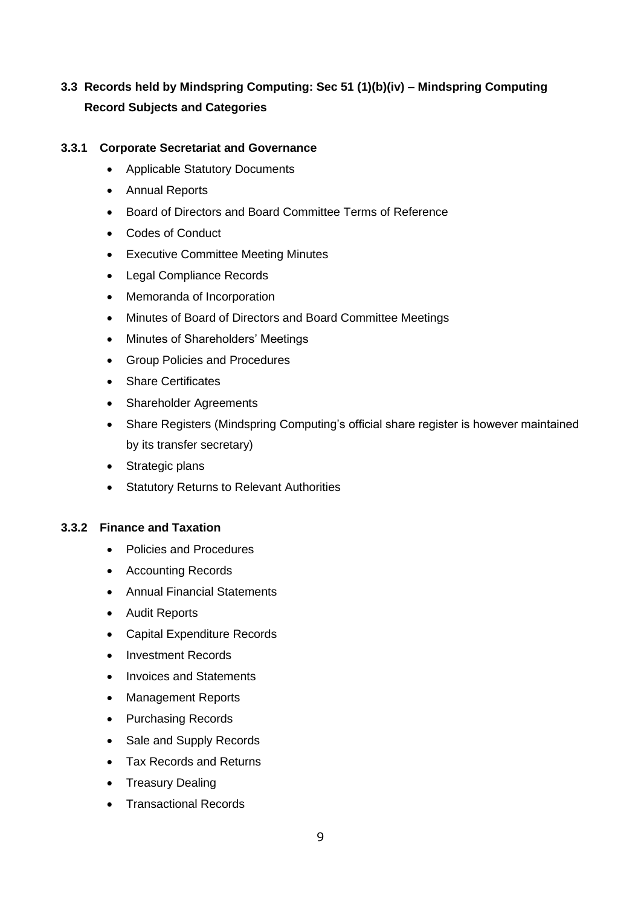## 3.3 Records held by Mindspring Computing: Sec 51 (1)(b)(iv) – Mindspring Computing Record Subjects and Categories

### 3.3.1 Corporate Secretariat and Governance

- Applicable Statutory Documents
- Annual Reports
- Board of Directors and Board Committee Terms of Reference
- Codes of Conduct
- Executive Committee Meeting Minutes
- Legal Compliance Records
- Memoranda of Incorporation
- Minutes of Board of Directors and Board Committee Meetings
- Minutes of Shareholders' Meetings
- Group Policies and Procedures
- Share Certificates
- Shareholder Agreements
- Share Registers (Mindspring Computing's official share register is however maintained by its transfer secretary)
- Strategic plans
- Statutory Returns to Relevant Authorities

### 3.3.2 Finance and Taxation

- Policies and Procedures
- Accounting Records
- Annual Financial Statements
- Audit Reports
- Capital Expenditure Records
- Investment Records
- Invoices and Statements
- Management Reports
- Purchasing Records
- Sale and Supply Records
- Tax Records and Returns
- Treasury Dealing
- Transactional Records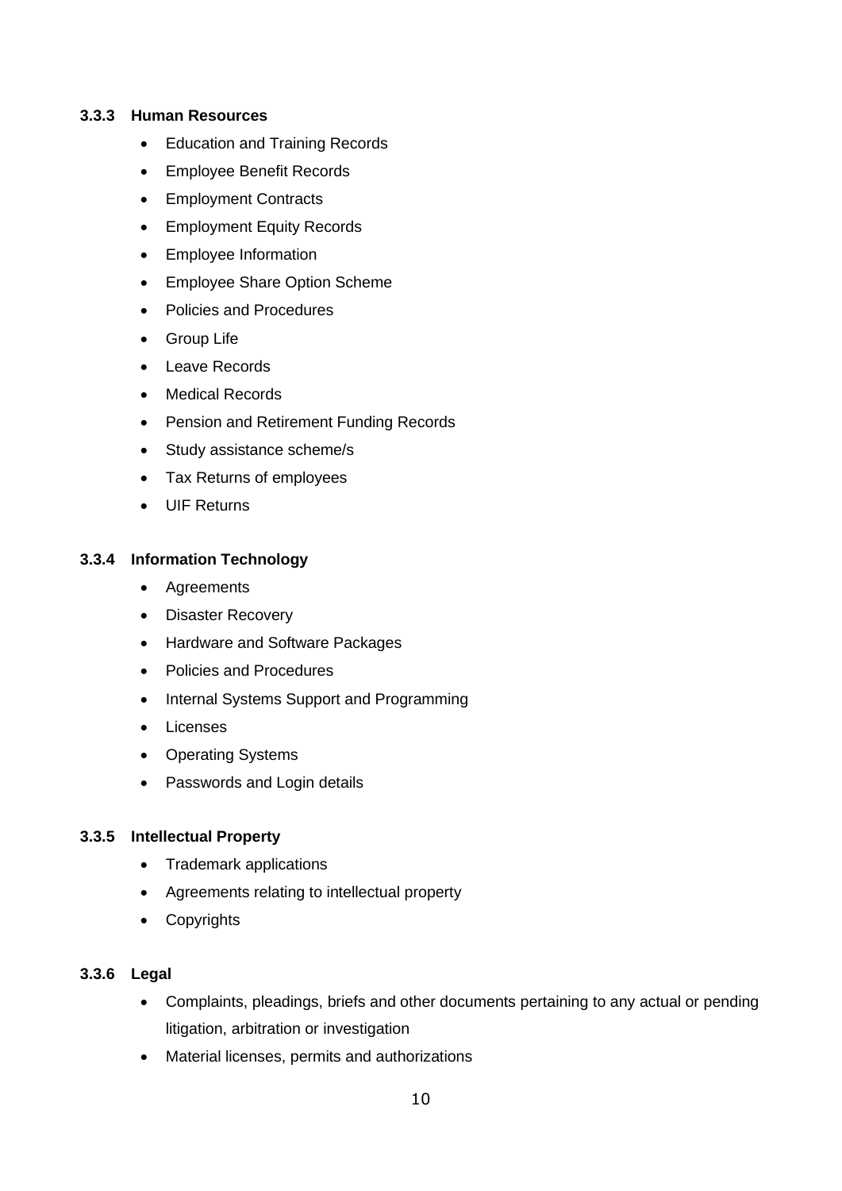### 3.3.3 Human Resources

- Education and Training Records
- Employee Benefit Records
- Employment Contracts
- Employment Equity Records
- Employee Information
- Employee Share Option Scheme
- Policies and Procedures
- Group Life
- Leave Records
- Medical Records
- Pension and Retirement Funding Records
- Study assistance scheme/s
- Tax Returns of employees
- UIF Returns

### 3.3.4 Information Technology

- Agreements
- Disaster Recovery
- Hardware and Software Packages
- Policies and Procedures
- Internal Systems Support and Programming
- Licenses
- Operating Systems
- Passwords and Login details

### 3.3.5 Intellectual Property

- Trademark applications
- Agreements relating to intellectual property
- Copyrights

### 3.3.6 Legal

- Complaints, pleadings, briefs and other documents pertaining to any actual or pending litigation, arbitration or investigation
- Material licenses, permits and authorizations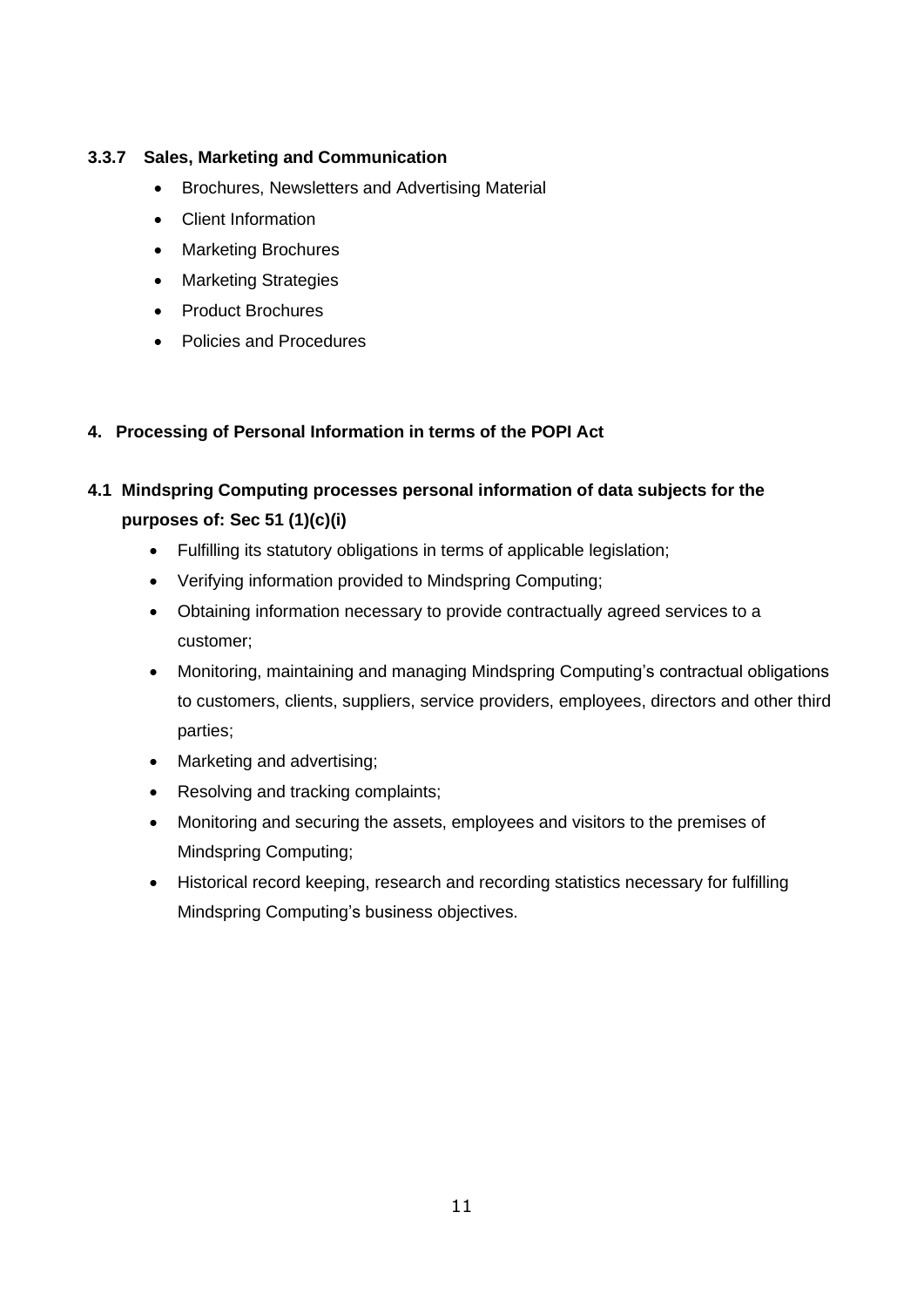#### 3.3.7 Sales, Marketing and Communication

- Brochures, Newsletters and Advertising Material
- Client Information
- Marketing Brochures
- Marketing Strategies
- Product Brochures
- Policies and Procedures

## 4. Processing of Personal Information in terms of the POPI Act

### 4.1 Mindspring Computing processes personal information of data subjects for the purposes of: Sec 51 (1)(c)(i)

- Fulfilling its statutory obligations in terms of applicable legislation;
- Verifying information provided to Mindspring Computing;
- Obtaining information necessary to provide contractually agreed services to a customer;
- Monitoring, maintaining and managing Mindspring Computing's contractual obligations to customers, clients, suppliers, service providers, employees, directors and other third parties;
- Marketing and advertising;
- Resolving and tracking complaints;
- Monitoring and securing the assets, employees and visitors to the premises of Mindspring Computing;
- Historical record keeping, research and recording statistics necessary for fulfilling Mindspring Computing's business objectives.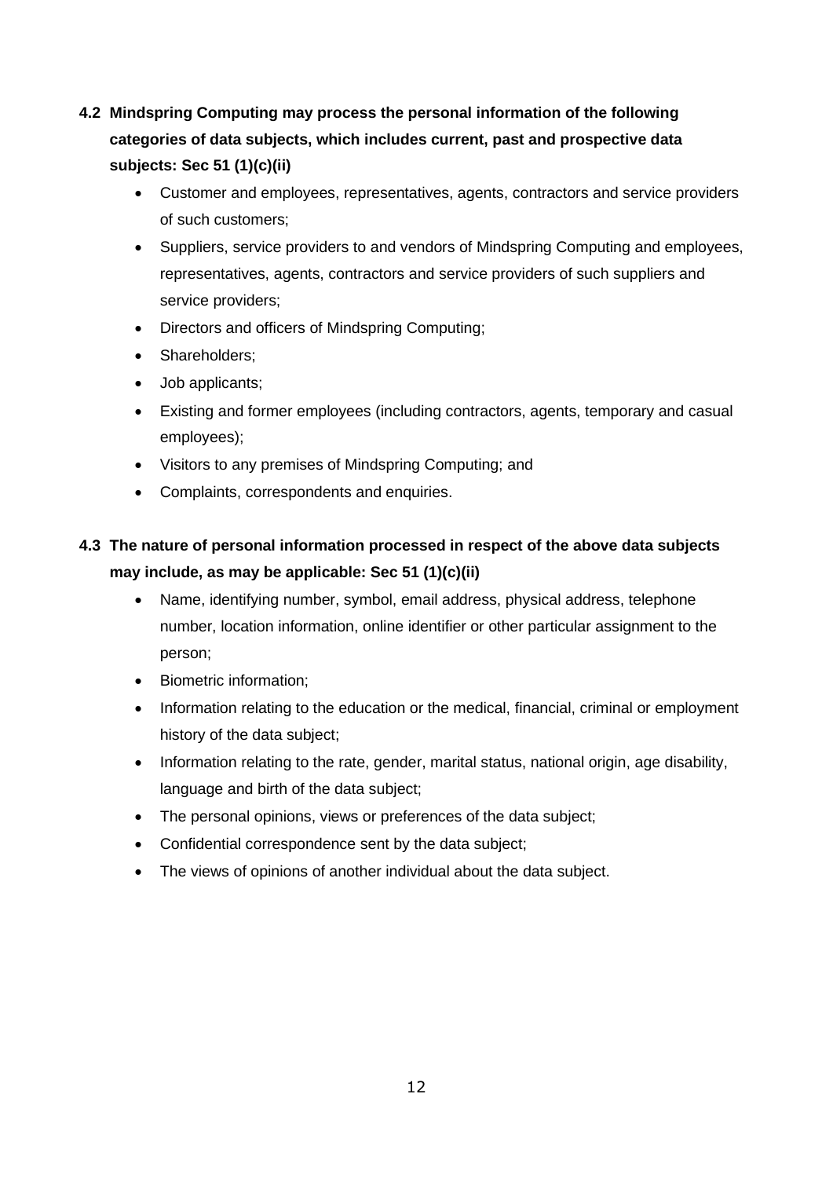**4.2 Mindspring Computing may process the personal information of the following categories of data subjects, which includes current, past and prospective data subjects: Sec 51 (1)(c)(ii)**

- Customer and employees, representatives, agents, contractors and service providers of such customers;
- Suppliers, service providers to and vendors of Mindspring Computing and employees, representatives, agents, contractors and service providers of such suppliers and service providers;
- Directors and officers of Mindspring Computing;
- Shareholders;
- Job applicants;
- Existing and former employees (including contractors, agents, temporary and casual employees);
- Visitors to any premises of Mindspring Computing; and
- Complaints, correspondents and enquiries.

**4.3 The nature of personal information processed in respect of the above data subjects may include, as may be applicable: Sec 51 (1)(c)(ii)**

- Name, identifying number, symbol, email address, physical address, telephone number, location information, online identifier or other particular assignment to the person;
- Biometric information;
- Information relating to the education or the medical, financial, criminal or employment history of the data subject;
- Information relating to the rate, gender, marital status, national origin, age disability, language and birth of the data subject;
- The personal opinions, views or preferences of the data subject;
- Confidential correspondence sent by the data subject;
- The views of opinions of another individual about the data subject.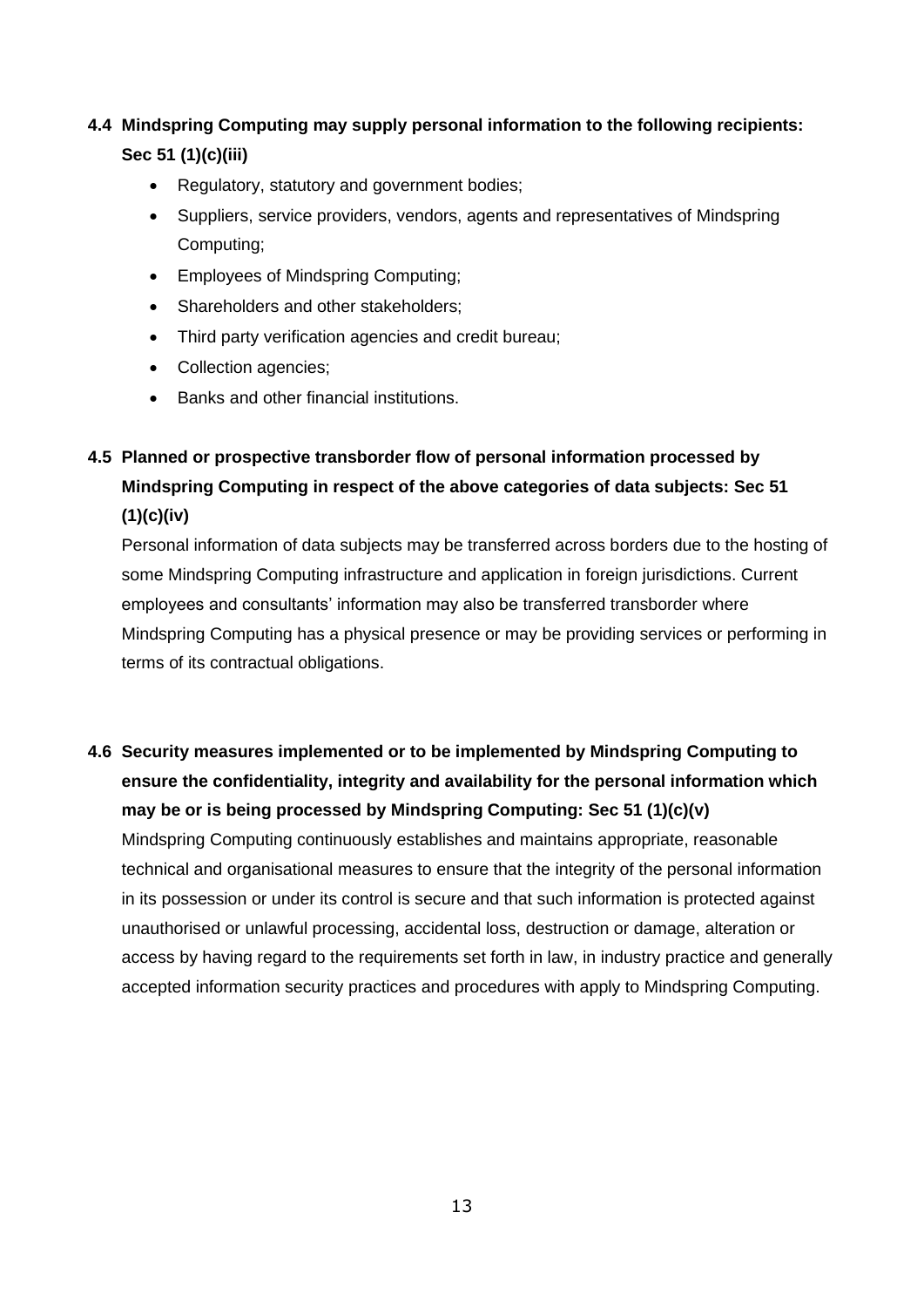## 4.4 Mindspring Computing may supply personal information to the following recipients: Sec 51 (1)(c)(iii)

- Regulatory, statutory and government bodies;
- Suppliers, service providers, vendors, agents and representatives of Mindspring Computing;
- Employees of Mindspring Computing;
- Shareholders and other stakeholders;
- Third party verification agencies and credit bureau;
- Collection agencies;
- Banks and other financial institutions.

## 4.5 Planned or prospective transborder flow of personal information processed by Mindspring Computing in respect of the above categories of data subjects: Sec 51 (1)(c)(iv)

Personal information of data subjects may be transferred across borders due to the hosting of some Mindspring Computing infrastructure and application in foreign jurisdictions. Current employees and consultants' information may also be transferred transborder where Mindspring Computing has a physical presence or may be providing services or performing in terms of its contractual obligations.

## 4.6 Security measures implemented or to be implemented by Mindspring Computing to ensure the confidentiality, integrity and availability for the personal information which may be or is being processed by Mindspring Computing: Sec 51 (1)(c)(v)

Mindspring Computing continuously establishes and maintains appropriate, reasonable technical and organisational measures to ensure that the integrity of the personal information in its possession or under its control is secure and that such information is protected against unauthorised or unlawful processing, accidental loss, destruction or damage, alteration or access by having regard to the requirements set forth in law, in industry practice and generally accepted information security practices and procedures with apply to Mindspring Computing.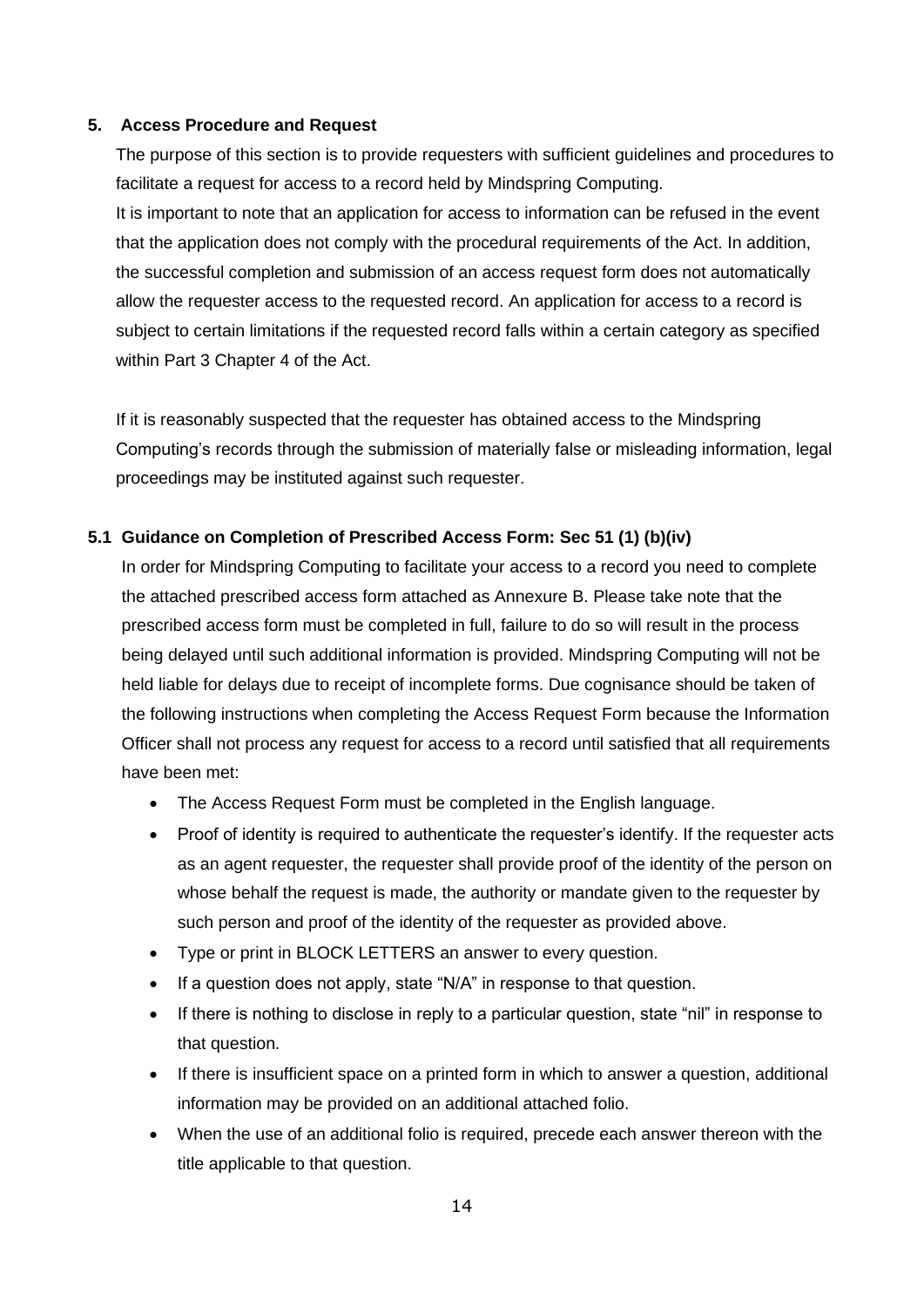## 5. Access Procedure and Request

The purpose of this section is to provide requesters with sufficient guidelines and procedures to facilitate a request for access to a record held by Mindspring Computing.

It is important to note that an application for access to information can be refused in the event that the application does not comply with the procedural requirements of the Act. In addition, the successful completion and submission of an access request form does not automatically allow the requester access to the requested record. An application for access to a record is subject to certain limitations if the requested record falls within a certain category as specified within Part 3 Chapter 4 of the Act.

If it is reasonably suspected that the requester has obtained access to the Mindspring Computing's records through the submission of materially false or misleading information, legal proceedings may be instituted against such requester.

### 5.1 Guidance on Completion of Prescribed Access Form: Sec 51 (1) (b)(iv)

In order for Mindspring Computing to facilitate your access to a record you need to complete the attached prescribed access form attached as Annexure B. Please take note that the prescribed access form must be completed in full, failure to do so will result in the process being delayed until such additional information is provided. Mindspring Computing will not be held liable for delays due to receipt of incomplete forms. Due cognisance should be taken of the following instructions when completing the Access Request Form because the Information Officer shall not process any request for access to a record until satisfied that all requirements have been met:

- The Access Request Form must be completed in the English language.
- Proof of identity is required to authenticate the requester's identify. If the requester acts as an agent requester, the requester shall provide proof of the identity of the person on whose behalf the request is made, the authority or mandate given to the requester by such person and proof of the identity of the requester as provided above.
- Type or print in BLOCK LETTERS an answer to every question.
- If a question does not apply, state "N/A" in response to that question.
- If there is nothing to disclose in reply to a particular question, state "nil" in response to that question.
- If there is insufficient space on a printed form in which to answer a question, additional information may be provided on an additional attached folio.
- When the use of an additional folio is required, precede each answer thereon with the title applicable to that question.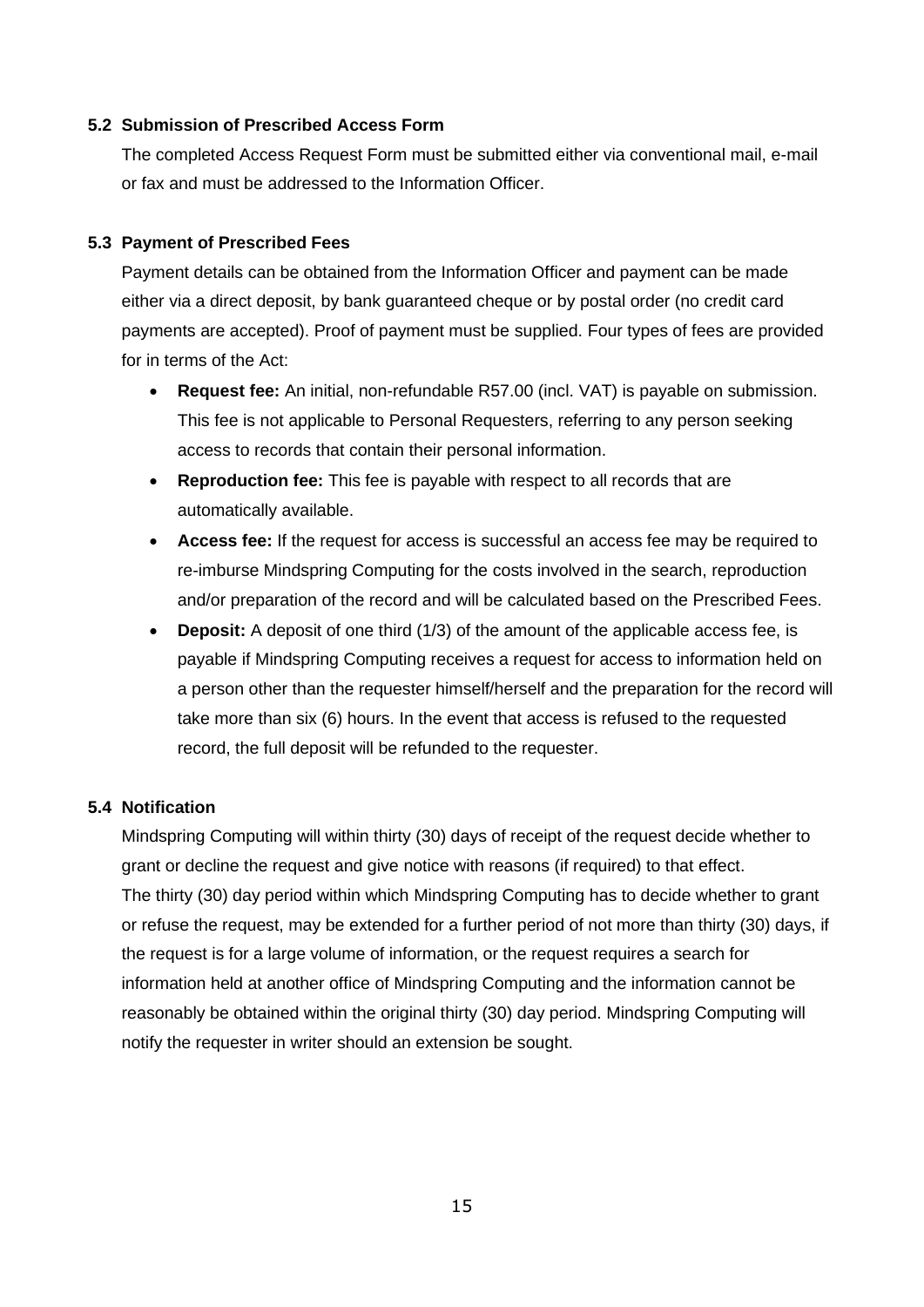### 5.2 Submission of Prescribed Access Form

The completed Access Request Form must be submitted either via conventional mail, e-mail or fax and must be addressed to the Information Officer.

### 5.3 Payment of Prescribed Fees

Payment details can be obtained from the Information Officer and payment can be made either via a direct deposit, by bank guaranteed cheque or by postal order (no credit card payments are accepted). Proof of payment must be supplied. Four types of fees are provided for in terms of the Act:

- **Request fee:** An initial, non-refundable R57.00 (incl. VAT) is payable on submission. This fee is not applicable to Personal Requesters, referring to any person seeking access to records that contain their personal information.
- **Reproduction fee:** This fee is payable with respect to all records that are automatically available.
- **Access fee:** If the request for access is successful an access fee may be required to re-imburse Mindspring Computing for the costs involved in the search, reproduction and/or preparation of the record and will be calculated based on the Prescribed Fees.
- **Deposit:** A deposit of one third (1/3) of the amount of the applicable access fee, is payable if Mindspring Computing receives a request for access to information held on a person other than the requester himself/herself and the preparation for the record will take more than six (6) hours. In the event that access is refused to the requested record, the full deposit will be refunded to the requester.

### 5.4 Notification

Mindspring Computing will within thirty (30) days of receipt of the request decide whether to grant or decline the request and give notice with reasons (if required) to that effect. The thirty (30) day period within which Mindspring Computing has to decide whether to grant or refuse the request, may be extended for a further period of not more than thirty (30) days, if the request is for a large volume of information, or the request requires a search for information held at another office of Mindspring Computing and the information cannot be reasonably be obtained within the original thirty (30) day period. Mindspring Computing will notify the requester in writer should an extension be sought.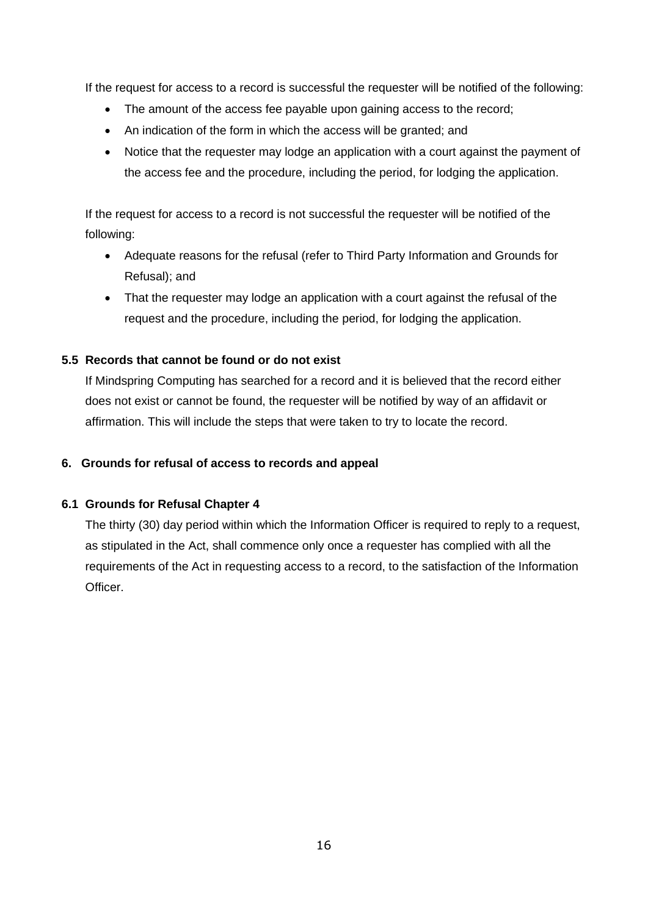If the request for access to a record is successful the requester will be notified of the following:

- The amount of the access fee payable upon gaining access to the record;
- An indication of the form in which the access will be granted; and
- Notice that the requester may lodge an application with a court against the payment of the access fee and the procedure, including the period, for lodging the application.

If the request for access to a record is not successful the requester will be notified of the following:

- Adequate reasons for the refusal (refer to Third Party Information and Grounds for Refusal); and
- That the requester may lodge an application with a court against the refusal of the request and the procedure, including the period, for lodging the application.

### 5.5 Records that cannot be found or do not exist

If Mindspring Computing has searched for a record and it is believed that the record either does not exist or cannot be found, the requester will be notified by way of an affidavit or affirmation. This will include the steps that were taken to try to locate the record.

## 6. Grounds for refusal of access to records and appeal

### 6.1 Grounds for Refusal Chapter 4

The thirty (30) day period within which the Information Officer is required to reply to a request, as stipulated in the Act, shall commence only once a requester has complied with all the requirements of the Act in requesting access to a record, to the satisfaction of the Information Officer.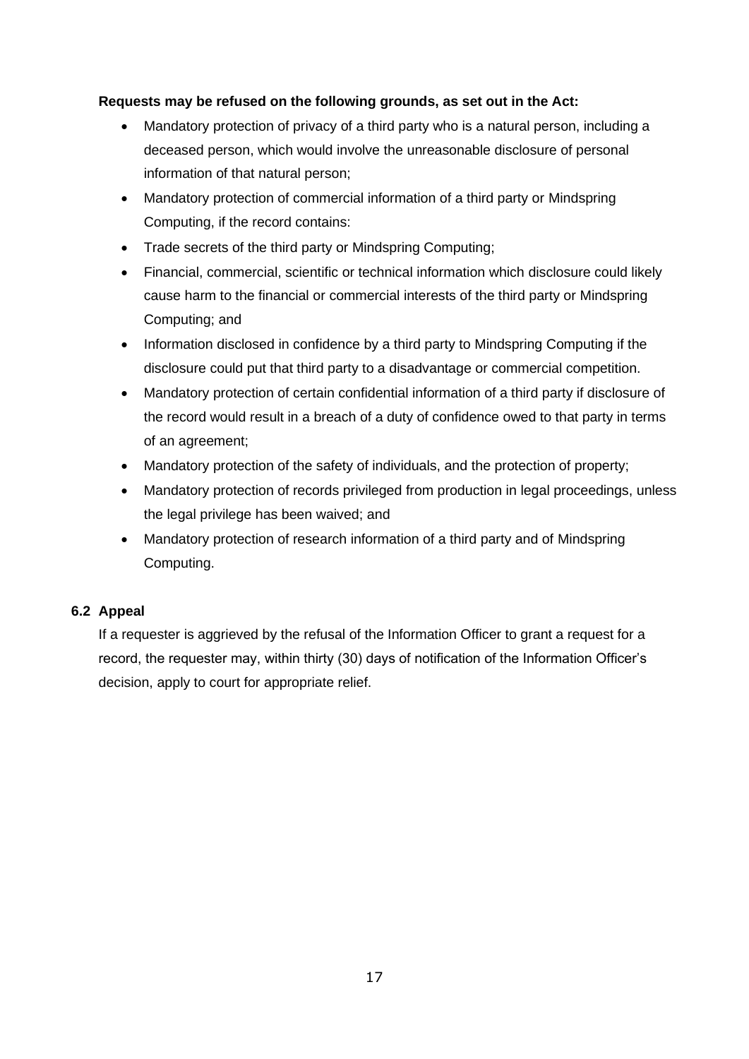**Requests may be refused on the following grounds, as set out in the Act:**

- Mandatory protection of privacy of a third party who is a natural person, including a deceased person, which would involve the unreasonable disclosure of personal information of that natural person;
- Mandatory protection of commercial information of a third party or Mindspring Computing, if the record contains:
- Trade secrets of the third party or Mindspring Computing;
- Financial, commercial, scientific or technical information which disclosure could likely cause harm to the financial or commercial interests of the third party or Mindspring Computing; and
- Information disclosed in confidence by a third party to Mindspring Computing if the disclosure could put that third party to a disadvantage or commercial competition.
- Mandatory protection of certain confidential information of a third party if disclosure of the record would result in a breach of a duty of confidence owed to that party in terms of an agreement;
- Mandatory protection of the safety of individuals, and the protection of property;
- Mandatory protection of records privileged from production in legal proceedings, unless the legal privilege has been waived; and
- Mandatory protection of research information of a third party and of Mindspring Computing.

### 6.2 Appeal

If a requester is aggrieved by the refusal of the Information Officer to grant a request for a record, the requester may, within thirty (30) days of notification of the Information Officer's decision, apply to court for appropriate relief.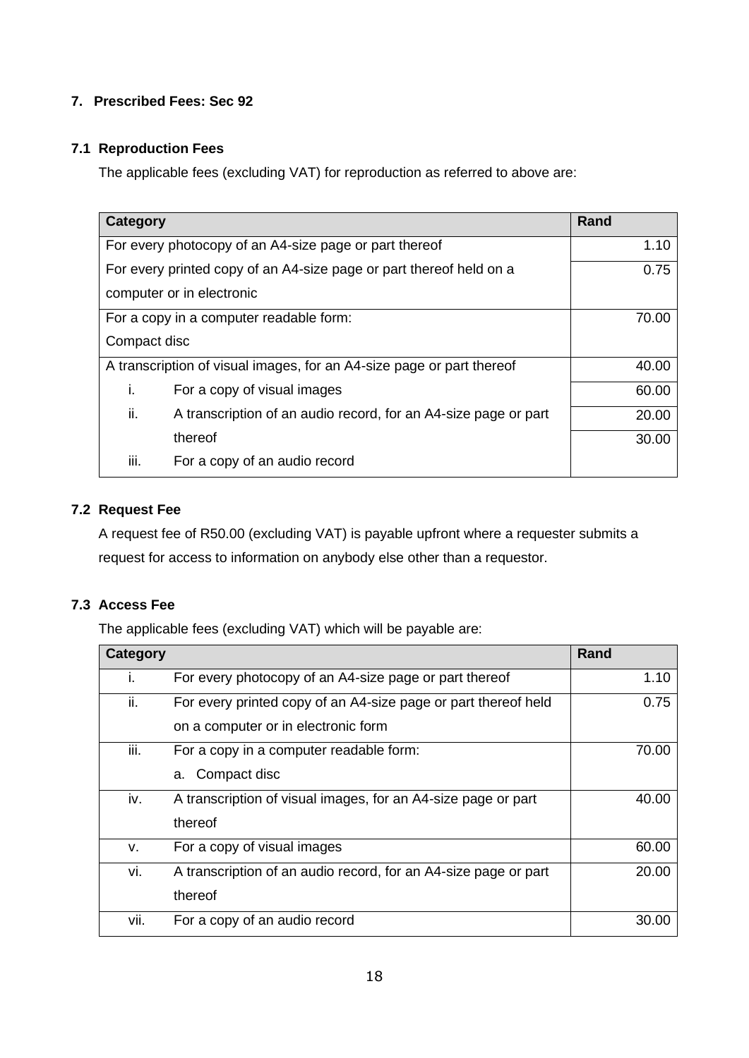## 7. Prescribed Fees: Sec 92

### 7.1 Reproduction Fees

The applicable fees (excluding VAT) for reproduction as referred to above are:

| Category | Rand |
|---|---|
| For every photocopy of an A4-size page or part thereof | 1.10 |
| For every printed copy of an A4-size page or part thereof held on a computer or in electronic | 0.75 |
| For a copy in a computer readable form: Compact disc | 70.00 |
| A transcription of visual images, for an A4-size page or part thereof | 40.00 |
| i. For a copy of visual images | 60.00 |
| ii. A transcription of an audio record, for an A4-size page or part thereof | 20.00 |
| iii. For a copy of an audio record | 30.00 |

### 7.2 Request Fee

A request fee of R50.00 (excluding VAT) is payable upfront where a requester submits a request for access to information on anybody else other than a requestor.

### 7.3 Access Fee

The applicable fees (excluding VAT) which will be payable are:

| Category | | Rand |
|---|---|---|
| i. | For every photocopy of an A4-size page or part thereof | 1.10 |
| ii. | For every printed copy of an A4-size page or part thereof held on a computer or in electronic form | 0.75 |
| iii. | For a copy in a computer readable form: a. Compact disc | 70.00 |
| iv. | A transcription of visual images, for an A4-size page or part thereof | 40.00 |
| v. | For a copy of visual images | 60.00 |
| vi. | A transcription of an audio record, for an A4-size page or part thereof | 20.00 |
| vii. | For a copy of an audio record | 30.00 |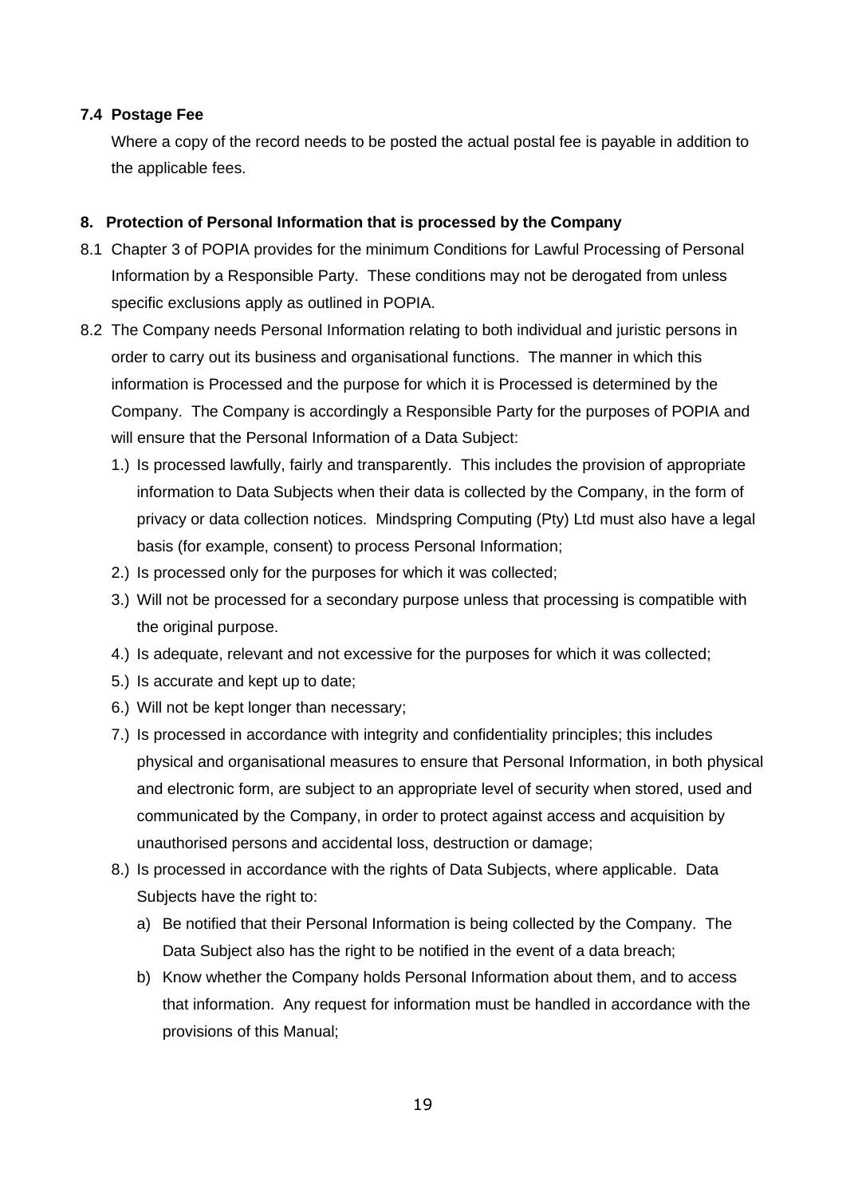### 7.4 Postage Fee

Where a copy of the record needs to be posted the actual postal fee is payable in addition to the applicable fees.

## 8. Protection of Personal Information that is processed by the Company

8.1 Chapter 3 of POPIA provides for the minimum Conditions for Lawful Processing of Personal Information by a Responsible Party. These conditions may not be derogated from unless specific exclusions apply as outlined in POPIA.

8.2 The Company needs Personal Information relating to both individual and juristic persons in order to carry out its business and organisational functions. The manner in which this information is Processed and the purpose for which it is Processed is determined by the Company. The Company is accordingly a Responsible Party for the purposes of POPIA and will ensure that the Personal Information of a Data Subject:

1.) Is processed lawfully, fairly and transparently. This includes the provision of appropriate information to Data Subjects when their data is collected by the Company, in the form of privacy or data collection notices. Mindspring Computing (Pty) Ltd must also have a legal basis (for example, consent) to process Personal Information;

2.) Is processed only for the purposes for which it was collected;

3.) Will not be processed for a secondary purpose unless that processing is compatible with the original purpose.

4.) Is adequate, relevant and not excessive for the purposes for which it was collected;

5.) Is accurate and kept up to date;

6.) Will not be kept longer than necessary;

7.) Is processed in accordance with integrity and confidentiality principles; this includes physical and organisational measures to ensure that Personal Information, in both physical and electronic form, are subject to an appropriate level of security when stored, used and communicated by the Company, in order to protect against access and acquisition by unauthorised persons and accidental loss, destruction or damage;

8.) Is processed in accordance with the rights of Data Subjects, where applicable. Data Subjects have the right to:

   a) Be notified that their Personal Information is being collected by the Company. The Data Subject also has the right to be notified in the event of a data breach;

   b) Know whether the Company holds Personal Information about them, and to access that information. Any request for information must be handled in accordance with the provisions of this Manual;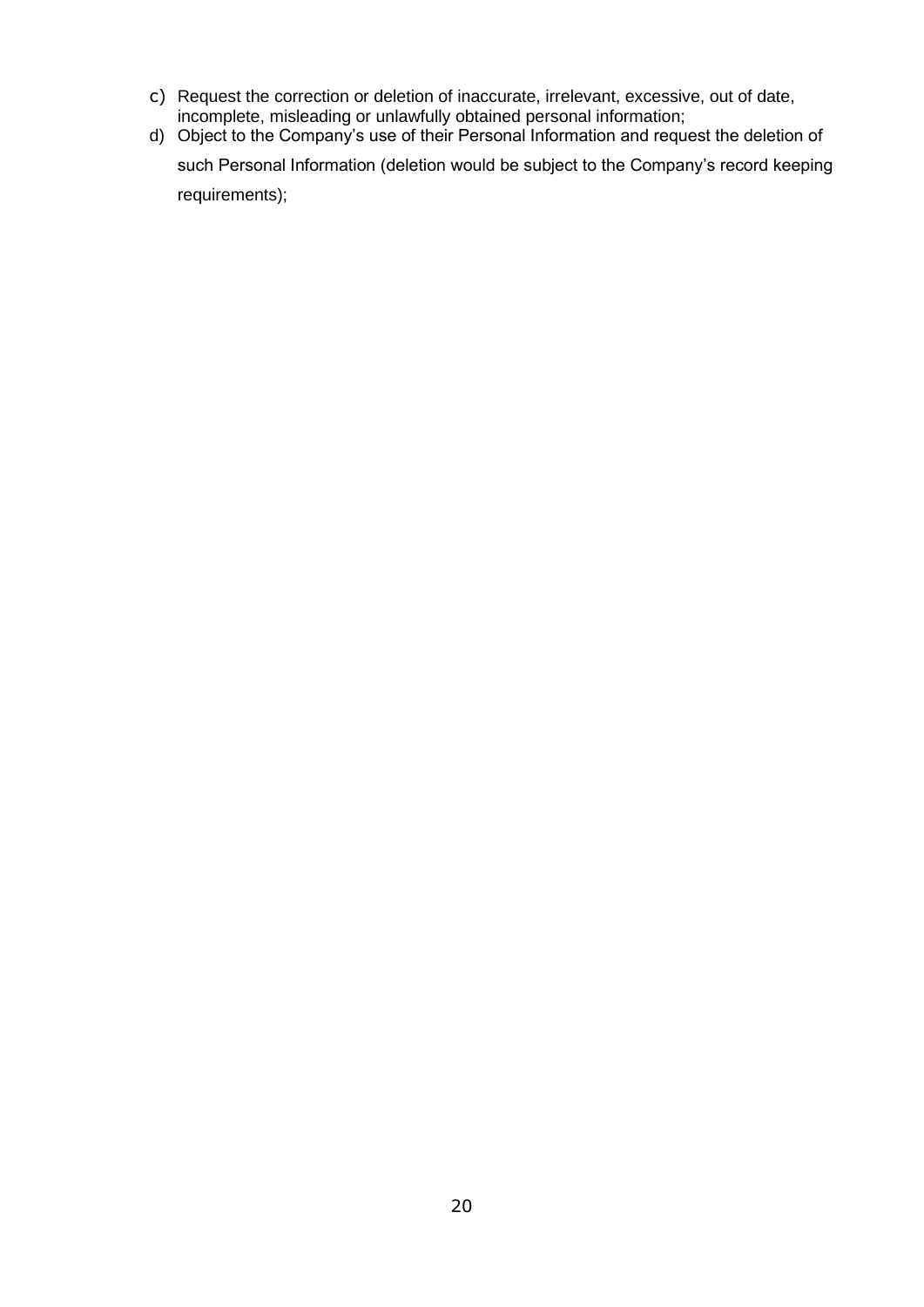c) Request the correction or deletion of inaccurate, irrelevant, excessive, out of date, incomplete, misleading or unlawfully obtained personal information;
d) Object to the Company's use of their Personal Information and request the deletion of such Personal Information (deletion would be subject to the Company's record keeping requirements);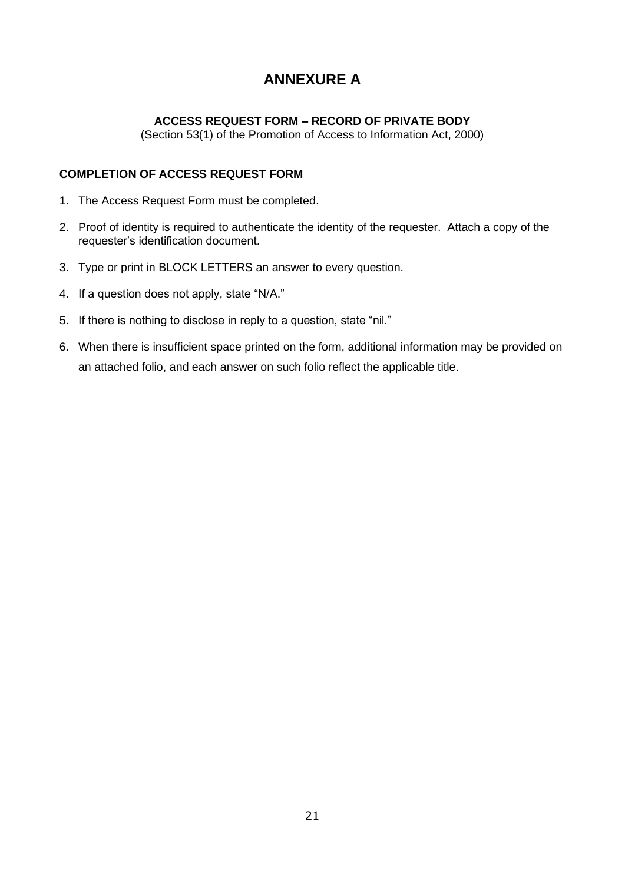# ANNEXURE A

**ACCESS REQUEST FORM – RECORD OF PRIVATE BODY**

(Section 53(1) of the Promotion of Access to Information Act, 2000)

**COMPLETION OF ACCESS REQUEST FORM**

1. The Access Request Form must be completed.
2. Proof of identity is required to authenticate the identity of the requester. Attach a copy of the requester's identification document.
3. Type or print in BLOCK LETTERS an answer to every question.
4. If a question does not apply, state "N/A."
5. If there is nothing to disclose in reply to a question, state "nil."
6. When there is insufficient space printed on the form, additional information may be provided on an attached folio, and each answer on such folio reflect the applicable title.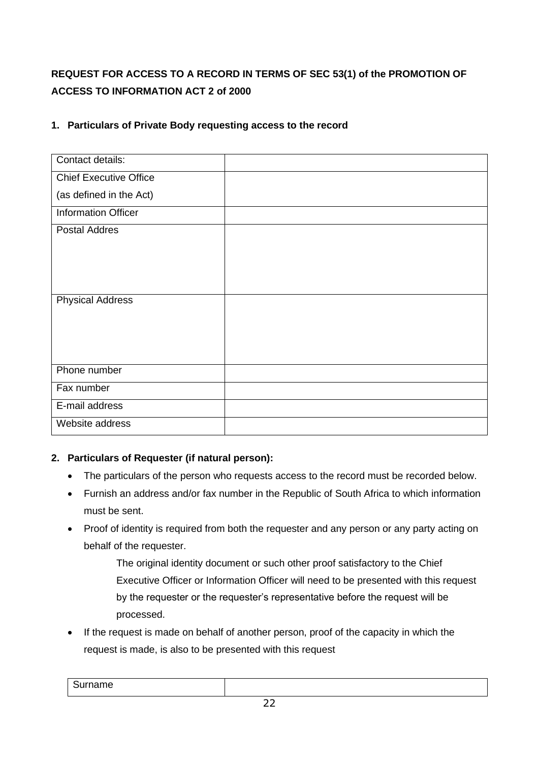**REQUEST FOR ACCESS TO A RECORD IN TERMS OF SEC 53(1) of the PROMOTION OF ACCESS TO INFORMATION ACT 2 of 2000**

**1. Particulars of Private Body requesting access to the record**

| Contact details: | |
|---|---|
| Chief Executive Office (as defined in the Act) | |
| Information Officer | |
| Postal Addres | |
| Physical Address | |
| Phone number | |
| Fax number | |
| E-mail address | |
| Website address | |

**2. Particulars of Requester (if natural person):**

- The particulars of the person who requests access to the record must be recorded below.
- Furnish an address and/or fax number in the Republic of South Africa to which information must be sent.
- Proof of identity is required from both the requester and any person or any party acting on behalf of the requester.

  The original identity document or such other proof satisfactory to the Chief Executive Officer or Information Officer will need to be presented with this request by the requester or the requester's representative before the request will be processed.

- If the request is made on behalf of another person, proof of the capacity in which the request is made, is also to be presented with this request

| Surname | |
|---|---|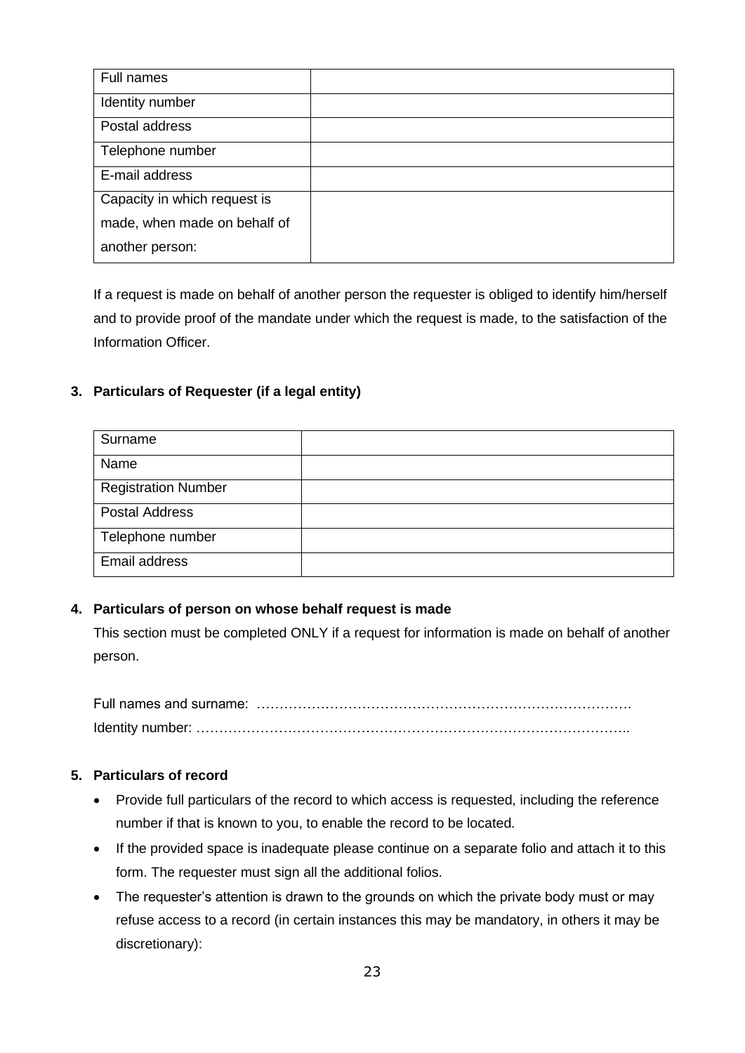| Full names | |
|---|---|
| Identity number | |
| Postal address | |
| Telephone number | |
| E-mail address | |
| Capacity in which request is made, when made on behalf of another person: | |

If a request is made on behalf of another person the requester is obliged to identify him/herself and to provide proof of the mandate under which the request is made, to the satisfaction of the Information Officer.

**3. Particulars of Requester (if a legal entity)**

| Surname | |
|---|---|
| Name | |
| Registration Number | |
| Postal Address | |
| Telephone number | |
| Email address | |

**4. Particulars of person on whose behalf request is made**

This section must be completed ONLY if a request for information is made on behalf of another person.

Full names and surname: ……………………………………………………………………….
Identity number: ………………………………………………………………………………..

**5. Particulars of record**

- Provide full particulars of the record to which access is requested, including the reference number if that is known to you, to enable the record to be located.
- If the provided space is inadequate please continue on a separate folio and attach it to this form. The requester must sign all the additional folios.
- The requester's attention is drawn to the grounds on which the private body must or may refuse access to a record (in certain instances this may be mandatory, in others it may be discretionary):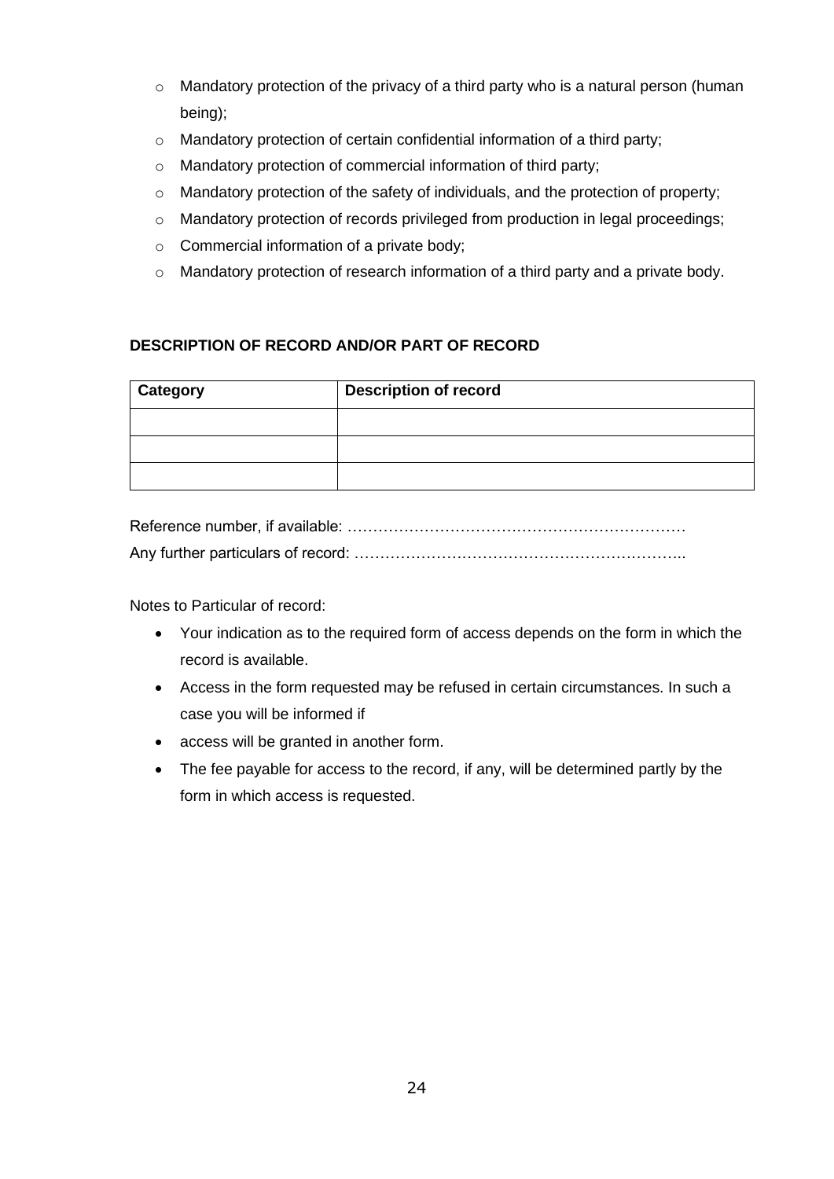- Mandatory protection of the privacy of a third party who is a natural person (human being);
- Mandatory protection of certain confidential information of a third party;
- Mandatory protection of commercial information of third party;
- Mandatory protection of the safety of individuals, and the protection of property;
- Mandatory protection of records privileged from production in legal proceedings;
- Commercial information of a private body;
- Mandatory protection of research information of a third party and a private body.

**DESCRIPTION OF RECORD AND/OR PART OF RECORD**

| Category | Description of record |
|---|---|
| | |
| | |
| | |

Reference number, if available: …………………………………………………………

Any further particulars of record: ………………………………………………………..

Notes to Particular of record:

- Your indication as to the required form of access depends on the form in which the record is available.
- Access in the form requested may be refused in certain circumstances. In such a case you will be informed if
- access will be granted in another form.
- The fee payable for access to the record, if any, will be determined partly by the form in which access is requested.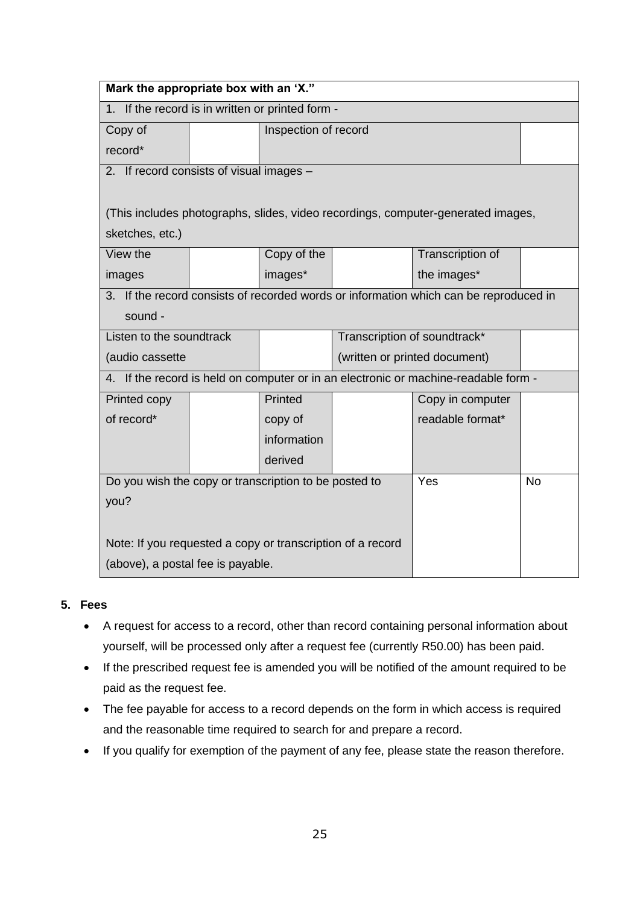| Mark the appropriate box with an 'X." | | | | | |
|---|---|---|---|---|---|
| 1. If the record is in written or printed form - | | | | | |
| Copy of record* | | Inspection of record | | | |
| 2. If record consists of visual images – (This includes photographs, slides, video recordings, computer-generated images, sketches, etc.) | | | | | |
| View the images | | Copy of the images* | | Transcription of the images* | |
| 3. If the record consists of recorded words or information which can be reproduced in sound - | | | | | |
| Listen to the soundtrack (audio cassette | | | Transcription of soundtrack* (written or printed document) | | |
| 4. If the record is held on computer or in an electronic or machine-readable form - | | | | | |
| Printed copy of record* | | Printed copy of information derived | | Copy in computer readable format* | |
| Do you wish the copy or transcription to be posted to you? Note: If you requested a copy or transcription of a record (above), a postal fee is payable. | | | | Yes | No |

## 5. Fees

- A request for access to a record, other than record containing personal information about yourself, will be processed only after a request fee (currently R50.00) has been paid.
- If the prescribed request fee is amended you will be notified of the amount required to be paid as the request fee.
- The fee payable for access to a record depends on the form in which access is required and the reasonable time required to search for and prepare a record.
- If you qualify for exemption of the payment of any fee, please state the reason therefore.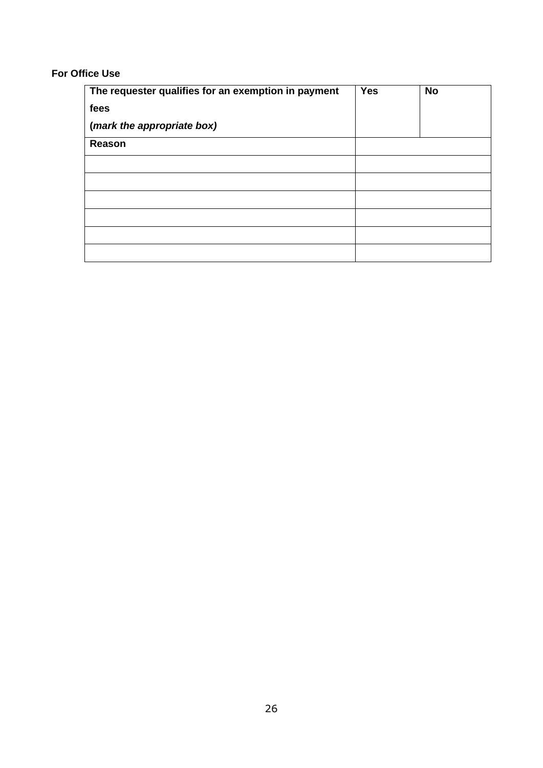**For Office Use**

| **The requester qualifies for an exemption in payment fees (*mark the appropriate box*)** | **Yes** | **No** |
|---|---|---|
| **Reason** | | |
| | | |
| | | |
| | | |
| | | |
| | | |
| | | |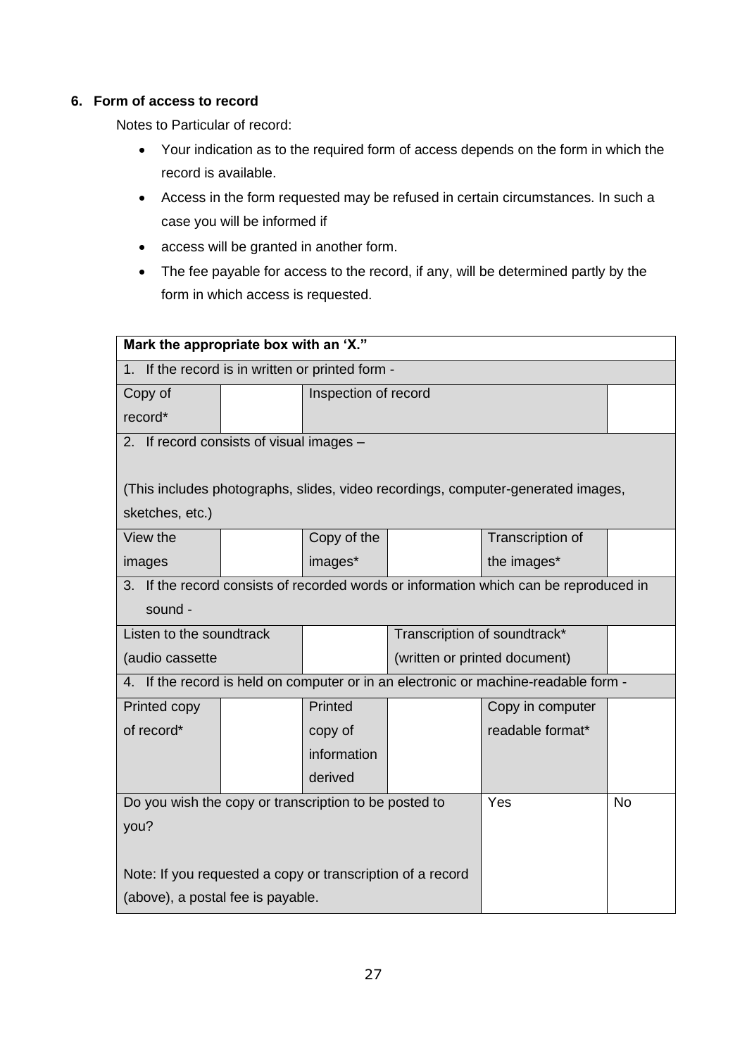6. **Form of access to record**

Notes to Particular of record:

- Your indication as to the required form of access depends on the form in which the record is available.
- Access in the form requested may be refused in certain circumstances. In such a case you will be informed if
- access will be granted in another form.
- The fee payable for access to the record, if any, will be determined partly by the form in which access is requested.

| **Mark the appropriate box with an 'X."** | | | | | |
|---|---|---|---|---|---|
| 1. If the record is in written or printed form - | | | | | |
| Copy of record* | | Inspection of record | | | |
| 2. If record consists of visual images – (This includes photographs, slides, video recordings, computer-generated images, sketches, etc.) | | | | | |
| View the images | | Copy of the images* | | Transcription of the images* | |
| 3. If the record consists of recorded words or information which can be reproduced in sound - | | | | | |
| Listen to the soundtrack (audio cassette | | | Transcription of soundtrack* (written or printed document) | | |
| 4. If the record is held on computer or in an electronic or machine-readable form - | | | | | |
| Printed copy of record* | | Printed copy of information derived | | Copy in computer readable format* | |
| Do you wish the copy or transcription to be posted to you? Note: If you requested a copy or transcription of a record (above), a postal fee is payable. | | | | Yes | No |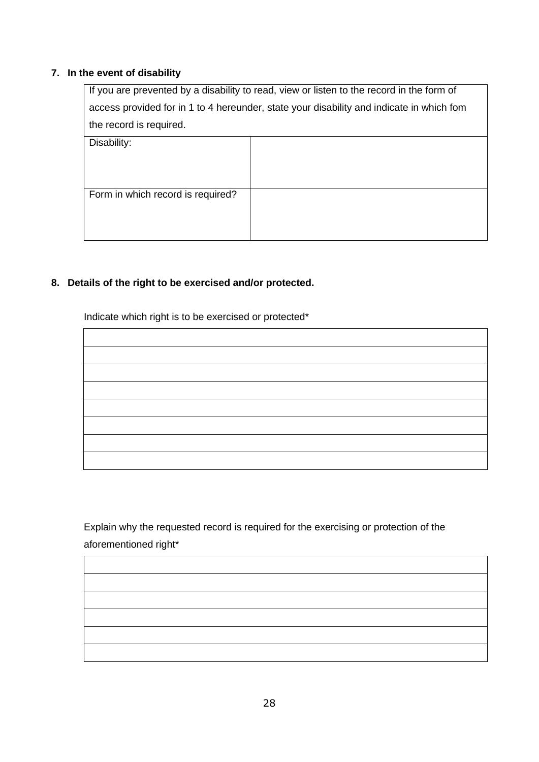**7. In the event of disability**

| If you are prevented by a disability to read, view or listen to the record in the form of access provided for in 1 to 4 hereunder, state your disability and indicate in which fom the record is required. | |
|---|---|
| Disability: | |
| Form in which record is required? | |

**8. Details of the right to be exercised and/or protected.**

Indicate which right is to be exercised or protected*

| |
|---|
| |
| |
| |
| |
| |
| |
| |

Explain why the requested record is required for the exercising or protection of the aforementioned right*

| |
|---|
| |
| |
| |
| |
| |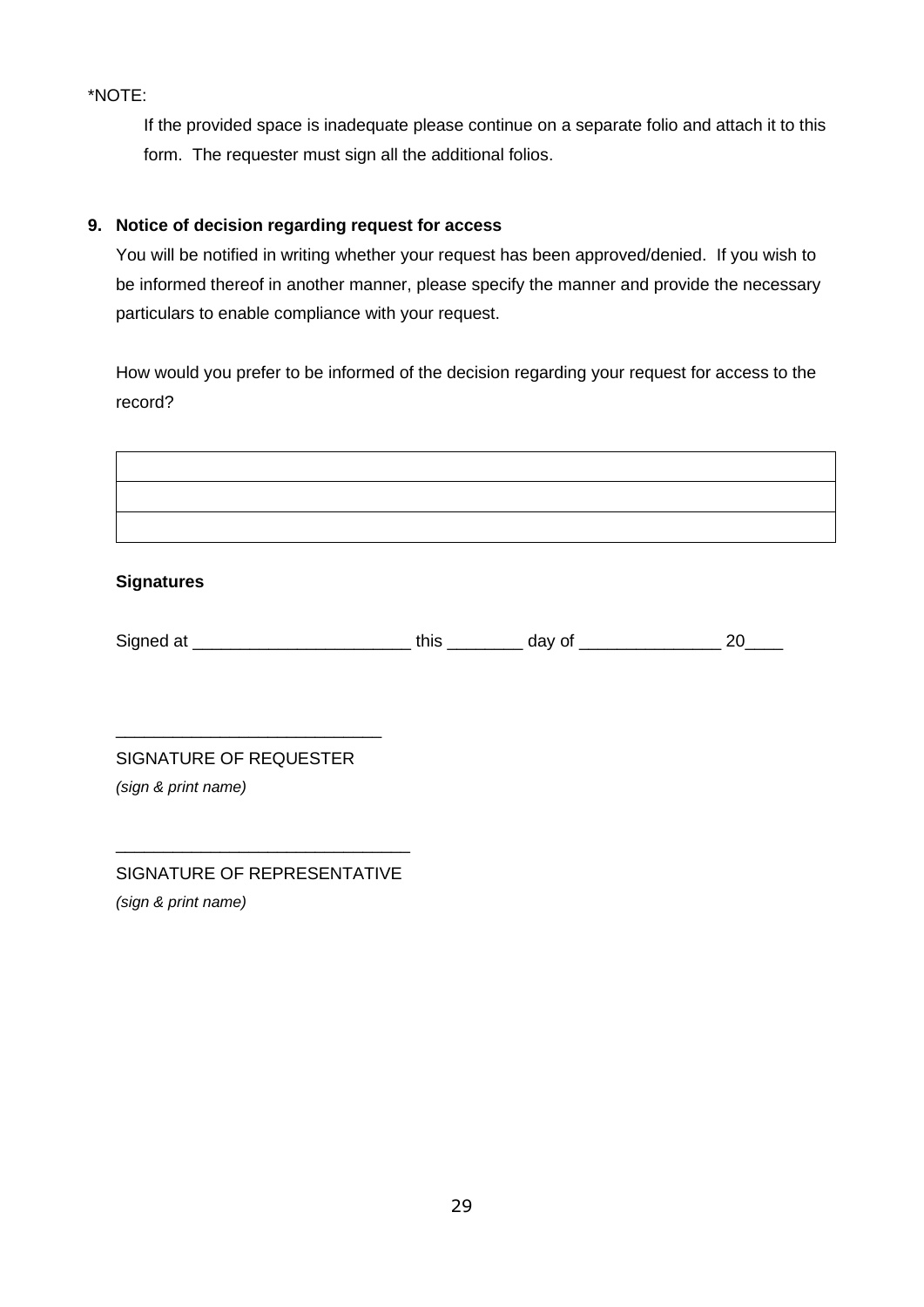*NOTE:

If the provided space is inadequate please continue on a separate folio and attach it to this form. The requester must sign all the additional folios.

**9. Notice of decision regarding request for access**

You will be notified in writing whether your request has been approved/denied. If you wish to be informed thereof in another manner, please specify the manner and provide the necessary particulars to enable compliance with your request.

How would you prefer to be informed of the decision regarding your request for access to the record?

| |
|---|
| |
| |
| |

**Signatures**

Signed at _______________________ this ________ day of _______________ 20____

____________________________
SIGNATURE OF REQUESTER
*(sign & print name)*

______________________________
SIGNATURE OF REPRESENTATIVE
*(sign & print name)*